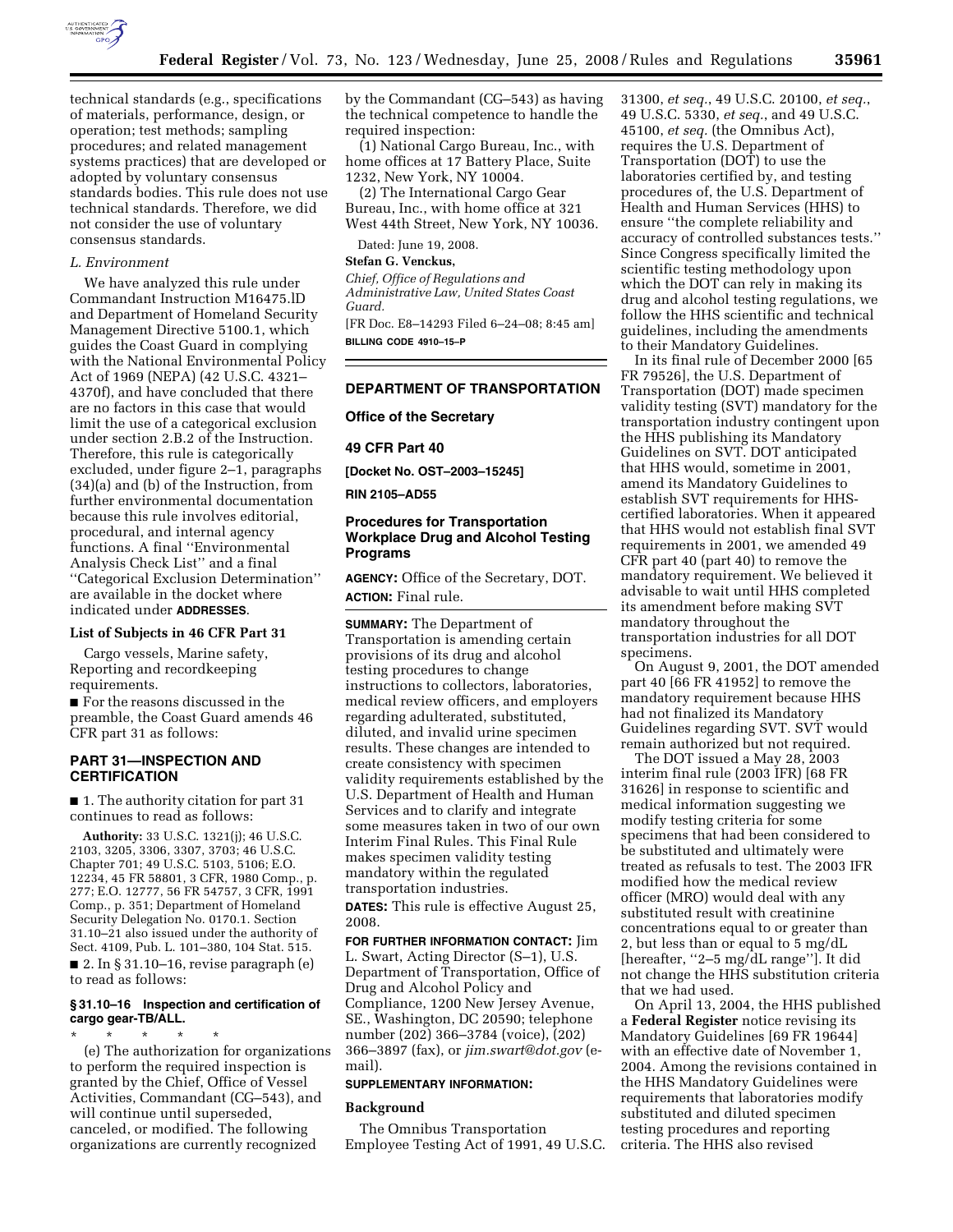technical standards (e.g., specifications of materials, performance, design, or operation; test methods; sampling procedures; and related management systems practices) that are developed or adopted by voluntary consensus standards bodies. This rule does not use technical standards. Therefore, we did not consider the use of voluntary consensus standards.

*L. Environment*

We have analyzed this rule under Commandant Instruction M16475.lD and Department of Homeland Security Management Directive 5100.1, which guides the Coast Guard in complying with the National Environmental Policy Act of 1969 (NEPA) (42 U.S.C. 4321–4370f), and have concluded that there are no factors in this case that would limit the use of a categorical exclusion under section 2.B.2 of the Instruction. Therefore, this rule is categorically excluded, under figure 2–1, paragraphs (34)(a) and (b) of the Instruction, from further environmental documentation because this rule involves editorial, procedural, and internal agency functions. A final ''Environmental Analysis Check List'' and a final ''Categorical Exclusion Determination'' are available in the docket where indicated under **ADDRESSES**.

**List of Subjects in 46 CFR Part 31**

Cargo vessels, Marine safety, Reporting and recordkeeping requirements.

■ For the reasons discussed in the preamble, the Coast Guard amends 46 CFR part 31 as follows:

## PART 31—INSPECTION AND CERTIFICATION

■ 1. The authority citation for part 31 continues to read as follows:

**Authority:** 33 U.S.C. 1321(j); 46 U.S.C. 2103, 3205, 3306, 3307, 3703; 46 U.S.C. Chapter 701; 49 U.S.C. 5103, 5106; E.O. 12234, 45 FR 58801, 3 CFR, 1980 Comp., p. 277; E.O. 12777, 56 FR 54757, 3 CFR, 1991 Comp., p. 351; Department of Homeland Security Delegation No. 0170.1. Section 31.10–21 also issued under the authority of Sect. 4109, Pub. L. 101–380, 104 Stat. 515.

■ 2. In § 31.10–16, revise paragraph (e) to read as follows:

**§ 31.10–16 Inspection and certification of cargo gear-TB/ALL.**

\* \* \* \* \*

(e) The authorization for organizations to perform the required inspection is granted by the Chief, Office of Vessel Activities, Commandant (CG–543), and will continue until superseded, canceled, or modified. The following organizations are currently recognized by the Commandant (CG–543) as having the technical competence to handle the required inspection:

(1) National Cargo Bureau, Inc., with home offices at 17 Battery Place, Suite 1232, New York, NY 10004.

(2) The International Cargo Gear Bureau, Inc., with home office at 321 West 44th Street, New York, NY 10036.

Dated: June 19, 2008.

**Stefan G. Venckus,**

*Chief, Office of Regulations and Administrative Law, United States Coast Guard.*

[FR Doc. E8–14293 Filed 6–24–08; 8:45 am]

**BILLING CODE 4910–15–P**

---

## DEPARTMENT OF TRANSPORTATION

### Office of the Secretary

### 49 CFR Part 40

**[Docket No. OST–2003–15245]**

**RIN 2105–AD55**

### Procedures for Transportation Workplace Drug and Alcohol Testing Programs

**AGENCY:** Office of the Secretary, DOT.

**ACTION:** Final rule.

**SUMMARY:** The Department of Transportation is amending certain provisions of its drug and alcohol testing procedures to change instructions to collectors, laboratories, medical review officers, and employers regarding adulterated, substituted, diluted, and invalid urine specimen results. These changes are intended to create consistency with specimen validity requirements established by the U.S. Department of Health and Human Services and to clarify and integrate some measures taken in two of our own Interim Final Rules. This Final Rule makes specimen validity testing mandatory within the regulated transportation industries.

**DATES:** This rule is effective August 25, 2008.

**FOR FURTHER INFORMATION CONTACT:** Jim L. Swart, Acting Director (S–1), U.S. Department of Transportation, Office of Drug and Alcohol Policy and Compliance, 1200 New Jersey Avenue, SE., Washington, DC 20590; telephone number (202) 366–3784 (voice), (202) 366–3897 (fax), or *jim.swart@dot.gov* (e-mail).

**SUPPLEMENTARY INFORMATION:**

**Background**

The Omnibus Transportation Employee Testing Act of 1991, 49 U.S.C. 31300, *et seq.*, 49 U.S.C. 20100, *et seq.*, 49 U.S.C. 5330, *et seq.*, and 49 U.S.C. 45100, *et seq.* (the Omnibus Act), requires the U.S. Department of Transportation (DOT) to use the laboratories certified by, and testing procedures of, the U.S. Department of Health and Human Services (HHS) to ensure ''the complete reliability and accuracy of controlled substances tests.'' Since Congress specifically limited the scientific testing methodology upon which the DOT can rely in making its drug and alcohol testing regulations, we follow the HHS scientific and technical guidelines, including the amendments to their Mandatory Guidelines.

In its final rule of December 2000 [65 FR 79526], the U.S. Department of Transportation (DOT) made specimen validity testing (SVT) mandatory for the transportation industry contingent upon the HHS publishing its Mandatory Guidelines on SVT. DOT anticipated that HHS would, sometime in 2001, amend its Mandatory Guidelines to establish SVT requirements for HHS-certified laboratories. When it appeared that HHS would not establish final SVT requirements in 2001, we amended 49 CFR part 40 (part 40) to remove the mandatory requirement. We believed it advisable to wait until HHS completed its amendment before making SVT mandatory throughout the transportation industries for all DOT specimens.

On August 9, 2001, the DOT amended part 40 [66 FR 41952] to remove the mandatory requirement because HHS had not finalized its Mandatory Guidelines regarding SVT. SVT would remain authorized but not required.

The DOT issued a May 28, 2003 interim final rule (2003 IFR) [68 FR 31626] in response to scientific and medical information suggesting we modify testing criteria for some specimens that had been considered to be substituted and ultimately were treated as refusals to test. The 2003 IFR modified how the medical review officer (MRO) would deal with any substituted result with creatinine concentrations equal to or greater than 2, but less than or equal to 5 mg/dL [hereafter, ''2–5 mg/dL range'']. It did not change the HHS substitution criteria that we had used.

On April 13, 2004, the HHS published a **Federal Register** notice revising its Mandatory Guidelines [69 FR 19644] with an effective date of November 1, 2004. Among the revisions contained in the HHS Mandatory Guidelines were requirements that laboratories modify substituted and diluted specimen testing procedures and reporting criteria. The HHS also revised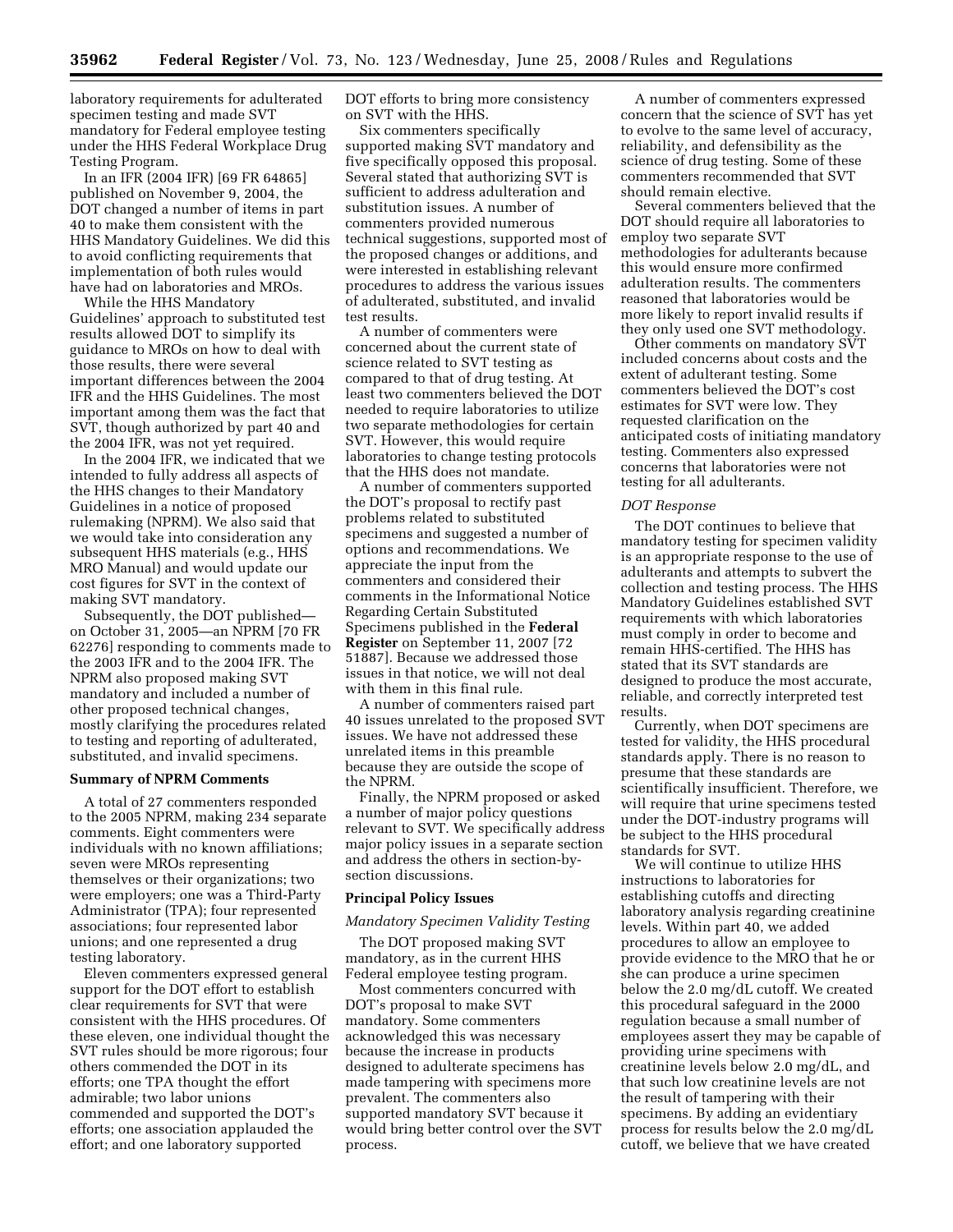laboratory requirements for adulterated specimen testing and made SVT mandatory for Federal employee testing under the HHS Federal Workplace Drug Testing Program.

In an IFR (2004 IFR) [69 FR 64865] published on November 9, 2004, the DOT changed a number of items in part 40 to make them consistent with the HHS Mandatory Guidelines. We did this to avoid conflicting requirements that implementation of both rules would have had on laboratories and MROs.

While the HHS Mandatory Guidelines' approach to substituted test results allowed DOT to simplify its guidance to MROs on how to deal with those results, there were several important differences between the 2004 IFR and the HHS Guidelines. The most important among them was the fact that SVT, though authorized by part 40 and the 2004 IFR, was not yet required.

In the 2004 IFR, we indicated that we intended to fully address all aspects of the HHS changes to their Mandatory Guidelines in a notice of proposed rulemaking (NPRM). We also said that we would take into consideration any subsequent HHS materials (e.g., HHS MRO Manual) and would update our cost figures for SVT in the context of making SVT mandatory.

Subsequently, the DOT published—on October 31, 2005—an NPRM [70 FR 62276] responding to comments made to the 2003 IFR and to the 2004 IFR. The NPRM also proposed making SVT mandatory and included a number of other proposed technical changes, mostly clarifying the procedures related to testing and reporting of adulterated, substituted, and invalid specimens.

**Summary of NPRM Comments**

A total of 27 commenters responded to the 2005 NPRM, making 234 separate comments. Eight commenters were individuals with no known affiliations; seven were MROs representing themselves or their organizations; two were employers; one was a Third-Party Administrator (TPA); four represented associations; four represented labor unions; and one represented a drug testing laboratory.

Eleven commenters expressed general support for the DOT effort to establish clear requirements for SVT that were consistent with the HHS procedures. Of these eleven, one individual thought the SVT rules should be more rigorous; four others commended the DOT in its efforts; one TPA thought the effort admirable; two labor unions commended and supported the DOT's efforts; one association applauded the effort; and one laboratory supported DOT efforts to bring more consistency on SVT with the HHS.

Six commenters specifically supported making SVT mandatory and five specifically opposed this proposal. Several stated that authorizing SVT is sufficient to address adulteration and substitution issues. A number of commenters provided numerous technical suggestions, supported most of the proposed changes or additions, and were interested in establishing relevant procedures to address the various issues of adulterated, substituted, and invalid test results.

A number of commenters were concerned about the current state of science related to SVT testing as compared to that of drug testing. At least two commenters believed the DOT needed to require laboratories to utilize two separate methodologies for certain SVT. However, this would require laboratories to change testing protocols that the HHS does not mandate.

A number of commenters supported the DOT's proposal to rectify past problems related to substituted specimens and suggested a number of options and recommendations. We appreciate the input from the commenters and considered their comments in the Informational Notice Regarding Certain Substituted Specimens published in the **Federal Register** on September 11, 2007 [72 51887]. Because we addressed those issues in that notice, we will not deal with them in this final rule.

A number of commenters raised part 40 issues unrelated to the proposed SVT issues. We have not addressed these unrelated items in this preamble because they are outside the scope of the NPRM.

Finally, the NPRM proposed or asked a number of major policy questions relevant to SVT. We specifically address major policy issues in a separate section and address the others in section-by-section discussions.

**Principal Policy Issues**

*Mandatory Specimen Validity Testing*

The DOT proposed making SVT mandatory, as in the current HHS Federal employee testing program.

Most commenters concurred with DOT's proposal to make SVT mandatory. Some commenters acknowledged this was necessary because the increase in products designed to adulterate specimens has made tampering with specimens more prevalent. The commenters also supported mandatory SVT because it would bring better control over the SVT process.

A number of commenters expressed concern that the science of SVT has yet to evolve to the same level of accuracy, reliability, and defensibility as the science of drug testing. Some of these commenters recommended that SVT should remain elective.

Several commenters believed that the DOT should require all laboratories to employ two separate SVT methodologies for adulterants because this would ensure more confirmed adulteration results. The commenters reasoned that laboratories would be more likely to report invalid results if they only used one SVT methodology.

Other comments on mandatory SVT included concerns about costs and the extent of adulterant testing. Some commenters believed the DOT's cost estimates for SVT were low. They requested clarification on the anticipated costs of initiating mandatory testing. Commenters also expressed concerns that laboratories were not testing for all adulterants.

*DOT Response*

The DOT continues to believe that mandatory testing for specimen validity is an appropriate response to the use of adulterants and attempts to subvert the collection and testing process. The HHS Mandatory Guidelines established SVT requirements with which laboratories must comply in order to become and remain HHS-certified. The HHS has stated that its SVT standards are designed to produce the most accurate, reliable, and correctly interpreted test results.

Currently, when DOT specimens are tested for validity, the HHS procedural standards apply. There is no reason to presume that these standards are scientifically insufficient. Therefore, we will require that urine specimens tested under the DOT-industry programs will be subject to the HHS procedural standards for SVT.

We will continue to utilize HHS instructions to laboratories for establishing cutoffs and directing laboratory analysis regarding creatinine levels. Within part 40, we added procedures to allow an employee to provide evidence to the MRO that he or she can produce a urine specimen below the 2.0 mg/dL cutoff. We created this procedural safeguard in the 2000 regulation because a small number of employees assert they may be capable of providing urine specimens with creatinine levels below 2.0 mg/dL, and that such low creatinine levels are not the result of tampering with their specimens. By adding an evidentiary process for results below the 2.0 mg/dL cutoff, we believe that we have created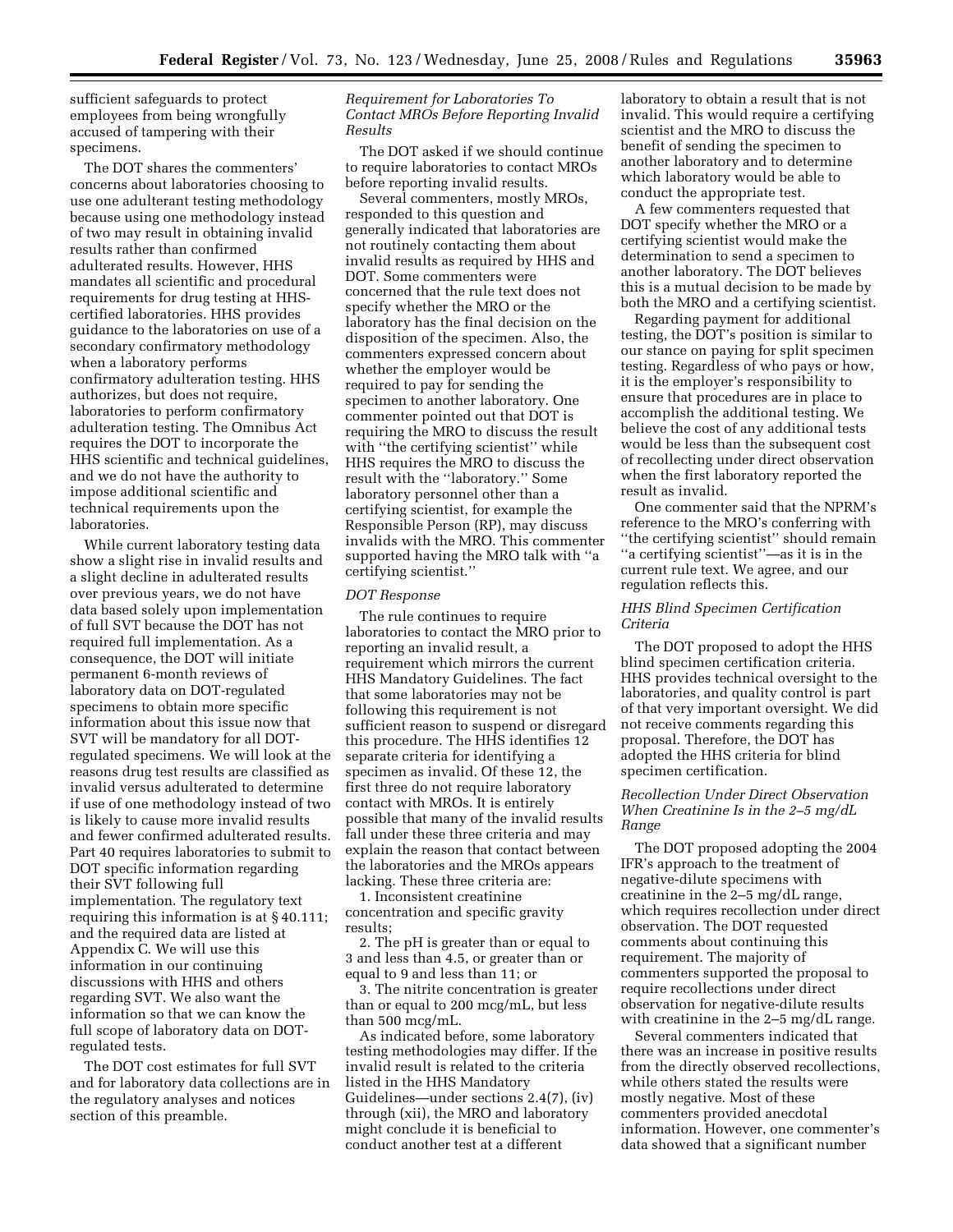sufficient safeguards to protect employees from being wrongfully accused of tampering with their specimens.

The DOT shares the commenters' concerns about laboratories choosing to use one adulterant testing methodology because using one methodology instead of two may result in obtaining invalid results rather than confirmed adulterated results. However, HHS mandates all scientific and procedural requirements for drug testing at HHS-certified laboratories. HHS provides guidance to the laboratories on use of a secondary confirmatory methodology when a laboratory performs confirmatory adulteration testing. HHS authorizes, but does not require, laboratories to perform confirmatory adulteration testing. The Omnibus Act requires the DOT to incorporate the HHS scientific and technical guidelines, and we do not have the authority to impose additional scientific and technical requirements upon the laboratories.

While current laboratory testing data show a slight rise in invalid results and a slight decline in adulterated results over previous years, we do not have data based solely upon implementation of full SVT because the DOT has not required full implementation. As a consequence, the DOT will initiate permanent 6-month reviews of laboratory data on DOT-regulated specimens to obtain more specific information about this issue now that SVT will be mandatory for all DOT-regulated specimens. We will look at the reasons drug test results are classified as invalid versus adulterated to determine if use of one methodology instead of two is likely to cause more invalid results and fewer confirmed adulterated results. Part 40 requires laboratories to submit to DOT specific information regarding their SVT following full implementation. The regulatory text requiring this information is at § 40.111; and the required data are listed at Appendix C. We will use this information in our continuing discussions with HHS and others regarding SVT. We also want the information so that we can know the full scope of laboratory data on DOT-regulated tests.

The DOT cost estimates for full SVT and for laboratory data collections are in the regulatory analyses and notices section of this preamble.

### *Requirement for Laboratories To Contact MROs Before Reporting Invalid Results*

The DOT asked if we should continue to require laboratories to contact MROs before reporting invalid results.

Several commenters, mostly MROs, responded to this question and generally indicated that laboratories are not routinely contacting them about invalid results as required by HHS and DOT. Some commenters were concerned that the rule text does not specify whether the MRO or the laboratory has the final decision on the disposition of the specimen. Also, the commenters expressed concern about whether the employer would be required to pay for sending the specimen to another laboratory. One commenter pointed out that DOT is requiring the MRO to discuss the result with ''the certifying scientist'' while HHS requires the MRO to discuss the result with the ''laboratory.'' Some laboratory personnel other than a certifying scientist, for example the Responsible Person (RP), may discuss invalids with the MRO. This commenter supported having the MRO talk with ''a certifying scientist.''

#### *DOT Response*

The rule continues to require laboratories to contact the MRO prior to reporting an invalid result, a requirement which mirrors the current HHS Mandatory Guidelines. The fact that some laboratories may not be following this requirement is not sufficient reason to suspend or disregard this procedure. The HHS identifies 12 separate criteria for identifying a specimen as invalid. Of these 12, the first three do not require laboratory contact with MROs. It is entirely possible that many of the invalid results fall under these three criteria and may explain the reason that contact between the laboratories and the MROs appears lacking. These three criteria are:

1. Inconsistent creatinine concentration and specific gravity results;
2. The pH is greater than or equal to 3 and less than 4.5, or greater than or equal to 9 and less than 11; or
3. The nitrite concentration is greater than or equal to 200 mcg/mL, but less than 500 mcg/mL.

As indicated before, some laboratory testing methodologies may differ. If the invalid result is related to the criteria listed in the HHS Mandatory Guidelines—under sections 2.4(7), (iv) through (xii), the MRO and laboratory might conclude it is beneficial to conduct another test at a different laboratory to obtain a result that is not invalid. This would require a certifying scientist and the MRO to discuss the benefit of sending the specimen to another laboratory and to determine which laboratory would be able to conduct the appropriate test.

A few commenters requested that DOT specify whether the MRO or a certifying scientist would make the determination to send a specimen to another laboratory. The DOT believes this is a mutual decision to be made by both the MRO and a certifying scientist.

Regarding payment for additional testing, the DOT's position is similar to our stance on paying for split specimen testing. Regardless of who pays or how, it is the employer's responsibility to ensure that procedures are in place to accomplish the additional testing. We believe the cost of any additional tests would be less than the subsequent cost of recollecting under direct observation when the first laboratory reported the result as invalid.

One commenter said that the NPRM's reference to the MRO's conferring with ''the certifying scientist'' should remain ''a certifying scientist''—as it is in the current rule text. We agree, and our regulation reflects this.

### *HHS Blind Specimen Certification Criteria*

The DOT proposed to adopt the HHS blind specimen certification criteria. HHS provides technical oversight to the laboratories, and quality control is part of that very important oversight. We did not receive comments regarding this proposal. Therefore, the DOT has adopted the HHS criteria for blind specimen certification.

### *Recollection Under Direct Observation When Creatinine Is in the 2–5 mg/dL Range*

The DOT proposed adopting the 2004 IFR's approach to the treatment of negative-dilute specimens with creatinine in the 2–5 mg/dL range, which requires recollection under direct observation. The DOT requested comments about continuing this requirement. The majority of commenters supported the proposal to require recollections under direct observation for negative-dilute results with creatinine in the 2–5 mg/dL range.

Several commenters indicated that there was an increase in positive results from the directly observed recollections, while others stated the results were mostly negative. Most of these commenters provided anecdotal information. However, one commenter's data showed that a significant number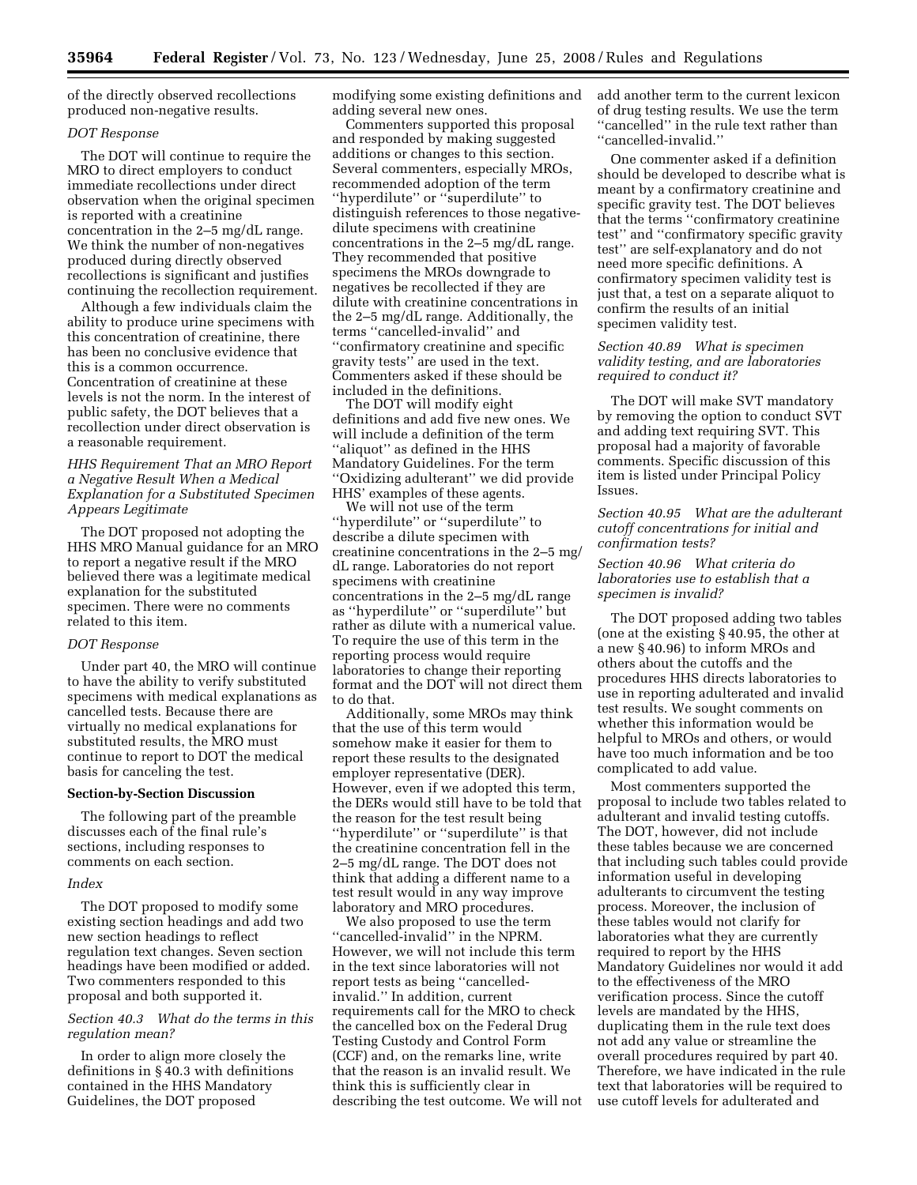of the directly observed recollections produced non-negative results.

*DOT Response*

The DOT will continue to require the MRO to direct employers to conduct immediate recollections under direct observation when the original specimen is reported with a creatinine concentration in the 2–5 mg/dL range. We think the number of non-negatives produced during directly observed recollections is significant and justifies continuing the recollection requirement.

Although a few individuals claim the ability to produce urine specimens with this concentration of creatinine, there has been no conclusive evidence that this is a common occurrence. Concentration of creatinine at these levels is not the norm. In the interest of public safety, the DOT believes that a recollection under direct observation is a reasonable requirement.

*HHS Requirement That an MRO Report a Negative Result When a Medical Explanation for a Substituted Specimen Appears Legitimate*

The DOT proposed not adopting the HHS MRO Manual guidance for an MRO to report a negative result if the MRO believed there was a legitimate medical explanation for the substituted specimen. There were no comments related to this item.

*DOT Response*

Under part 40, the MRO will continue to have the ability to verify substituted specimens with medical explanations as cancelled tests. Because there are virtually no medical explanations for substituted results, the MRO must continue to report to DOT the medical basis for canceling the test.

**Section-by-Section Discussion**

The following part of the preamble discusses each of the final rule's sections, including responses to comments on each section.

*Index*

The DOT proposed to modify some existing section headings and add two new section headings to reflect regulation text changes. Seven section headings have been modified or added. Two commenters responded to this proposal and both supported it.

*Section 40.3 What do the terms in this regulation mean?*

In order to align more closely the definitions in § 40.3 with definitions contained in the HHS Mandatory Guidelines, the DOT proposed modifying some existing definitions and adding several new ones.

Commenters supported this proposal and responded by making suggested additions or changes to this section. Several commenters, especially MROs, recommended adoption of the term ''hyperdilute'' or ''superdilute'' to distinguish references to those negative-dilute specimens with creatinine concentrations in the 2–5 mg/dL range. They recommended that positive specimens the MROs downgrade to negatives be recollected if they are dilute with creatinine concentrations in the 2–5 mg/dL range. Additionally, the terms ''cancelled-invalid'' and ''confirmatory creatinine and specific gravity tests'' are used in the text. Commenters asked if these should be included in the definitions.

The DOT will modify eight definitions and add five new ones. We will include a definition of the term ''aliquot'' as defined in the HHS Mandatory Guidelines. For the term ''Oxidizing adulterant'' we did provide HHS' examples of these agents.

We will not use of the term ''hyperdilute'' or ''superdilute'' to describe a dilute specimen with creatinine concentrations in the 2–5 mg/dL range. Laboratories do not report specimens with creatinine concentrations in the 2–5 mg/dL range as ''hyperdilute'' or ''superdilute'' but rather as dilute with a numerical value. To require the use of this term in the reporting process would require laboratories to change their reporting format and the DOT will not direct them to do that.

Additionally, some MROs may think that the use of this term would somehow make it easier for them to report these results to the designated employer representative (DER). However, even if we adopted this term, the DERs would still have to be told that the reason for the test result being ''hyperdilute'' or ''superdilute'' is that the creatinine concentration fell in the 2–5 mg/dL range. The DOT does not think that adding a different name to a test result would in any way improve laboratory and MRO procedures.

We also proposed to use the term ''cancelled-invalid'' in the NPRM. However, we will not include this term in the text since laboratories will not report tests as being ''cancelled-invalid.'' In addition, current requirements call for the MRO to check the cancelled box on the Federal Drug Testing Custody and Control Form (CCF) and, on the remarks line, write that the reason is an invalid result. We think this is sufficiently clear in describing the test outcome. We will not add another term to the current lexicon of drug testing results. We use the term ''cancelled'' in the rule text rather than ''cancelled-invalid.''

One commenter asked if a definition should be developed to describe what is meant by a confirmatory creatinine and specific gravity test. The DOT believes that the terms ''confirmatory creatinine test'' and ''confirmatory specific gravity test'' are self-explanatory and do not need more specific definitions. A confirmatory specimen validity test is just that, a test on a separate aliquot to confirm the results of an initial specimen validity test.

*Section 40.89 What is specimen validity testing, and are laboratories required to conduct it?*

The DOT will make SVT mandatory by removing the option to conduct SVT and adding text requiring SVT. This proposal had a majority of favorable comments. Specific discussion of this item is listed under Principal Policy Issues.

*Section 40.95 What are the adulterant cutoff concentrations for initial and confirmation tests?*

*Section 40.96 What criteria do laboratories use to establish that a specimen is invalid?*

The DOT proposed adding two tables (one at the existing § 40.95, the other at a new § 40.96) to inform MROs and others about the cutoffs and the procedures HHS directs laboratories to use in reporting adulterated and invalid test results. We sought comments on whether this information would be helpful to MROs and others, or would have too much information and be too complicated to add value.

Most commenters supported the proposal to include two tables related to adulterant and invalid testing cutoffs. The DOT, however, did not include these tables because we are concerned that including such tables could provide information useful in developing adulterants to circumvent the testing process. Moreover, the inclusion of these tables would not clarify for laboratories what they are currently required to report by the HHS Mandatory Guidelines nor would it add to the effectiveness of the MRO verification process. Since the cutoff levels are mandated by the HHS, duplicating them in the rule text does not add any value or streamline the overall procedures required by part 40. Therefore, we have indicated in the rule text that laboratories will be required to use cutoff levels for adulterated and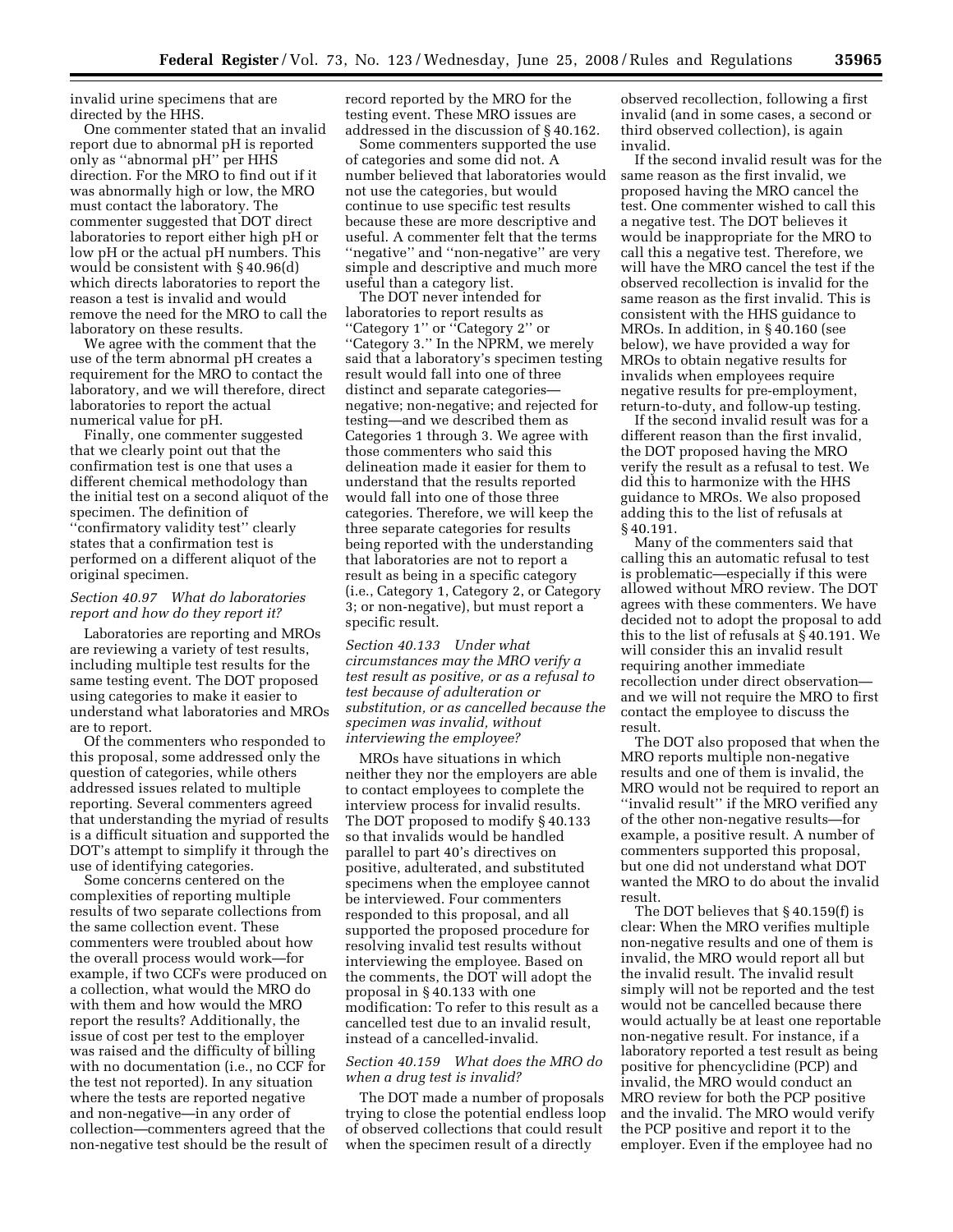invalid urine specimens that are directed by the HHS.

One commenter stated that an invalid report due to abnormal pH is reported only as ''abnormal pH'' per HHS direction. For the MRO to find out if it was abnormally high or low, the MRO must contact the laboratory. The commenter suggested that DOT direct laboratories to report either high pH or low pH or the actual pH numbers. This would be consistent with § 40.96(d) which directs laboratories to report the reason a test is invalid and would remove the need for the MRO to call the laboratory on these results.

We agree with the comment that the use of the term abnormal pH creates a requirement for the MRO to contact the laboratory, and we will therefore, direct laboratories to report the actual numerical value for pH.

Finally, one commenter suggested that we clearly point out that the confirmation test is one that uses a different chemical methodology than the initial test on a second aliquot of the specimen. The definition of ''confirmatory validity test'' clearly states that a confirmation test is performed on a different aliquot of the original specimen.

*Section 40.97 What do laboratories report and how do they report it?*

Laboratories are reporting and MROs are reviewing a variety of test results, including multiple test results for the same testing event. The DOT proposed using categories to make it easier to understand what laboratories and MROs are to report.

Of the commenters who responded to this proposal, some addressed only the question of categories, while others addressed issues related to multiple reporting. Several commenters agreed that understanding the myriad of results is a difficult situation and supported the DOT's attempt to simplify it through the use of identifying categories.

Some concerns centered on the complexities of reporting multiple results of two separate collections from the same collection event. These commenters were troubled about how the overall process would work—for example, if two CCFs were produced on a collection, what would the MRO do with them and how would the MRO report the results? Additionally, the issue of cost per test to the employer was raised and the difficulty of billing with no documentation (i.e., no CCF for the test not reported). In any situation where the tests are reported negative and non-negative—in any order of collection—commenters agreed that the non-negative test should be the result of record reported by the MRO for the testing event. These MRO issues are addressed in the discussion of § 40.162.

Some commenters supported the use of categories and some did not. A number believed that laboratories would not use the categories, but would continue to use specific test results because these are more descriptive and useful. A commenter felt that the terms ''negative'' and ''non-negative'' are very simple and descriptive and much more useful than a category list.

The DOT never intended for laboratories to report results as ''Category 1'' or ''Category 2'' or ''Category 3.'' In the NPRM, we merely said that a laboratory's specimen testing result would fall into one of three distinct and separate categories—negative; non-negative; and rejected for testing—and we described them as Categories 1 through 3. We agree with those commenters who said this delineation made it easier for them to understand that the results reported would fall into one of those three categories. Therefore, we will keep the three separate categories for results being reported with the understanding that laboratories are not to report a result as being in a specific category (i.e., Category 1, Category 2, or Category 3; or non-negative), but must report a specific result.

*Section 40.133 Under what circumstances may the MRO verify a test result as positive, or as a refusal to test because of adulteration or substitution, or as cancelled because the specimen was invalid, without interviewing the employee?*

MROs have situations in which neither they nor the employers are able to contact employees to complete the interview process for invalid results. The DOT proposed to modify § 40.133 so that invalids would be handled parallel to part 40's directives on positive, adulterated, and substituted specimens when the employee cannot be interviewed. Four commenters responded to this proposal, and all supported the proposed procedure for resolving invalid test results without interviewing the employee. Based on the comments, the DOT will adopt the proposal in § 40.133 with one modification: To refer to this result as a cancelled test due to an invalid result, instead of a cancelled-invalid.

*Section 40.159 What does the MRO do when a drug test is invalid?*

The DOT made a number of proposals trying to close the potential endless loop of observed collections that could result when the specimen result of a directly observed recollection, following a first invalid (and in some cases, a second or third observed collection), is again invalid.

If the second invalid result was for the same reason as the first invalid, we proposed having the MRO cancel the test. One commenter wished to call this a negative test. The DOT believes it would be inappropriate for the MRO to call this a negative test. Therefore, we will have the MRO cancel the test if the observed recollection is invalid for the same reason as the first invalid. This is consistent with the HHS guidance to MROs. In addition, in § 40.160 (see below), we have provided a way for MROs to obtain negative results for invalids when employees require negative results for pre-employment, return-to-duty, and follow-up testing.

If the second invalid result was for a different reason than the first invalid, the DOT proposed having the MRO verify the result as a refusal to test. We did this to harmonize with the HHS guidance to MROs. We also proposed adding this to the list of refusals at § 40.191.

Many of the commenters said that calling this an automatic refusal to test is problematic—especially if this were allowed without MRO review. The DOT agrees with these commenters. We have decided not to adopt the proposal to add this to the list of refusals at § 40.191. We will consider this an invalid result requiring another immediate recollection under direct observation—and we will not require the MRO to first contact the employee to discuss the result.

The DOT also proposed that when the MRO reports multiple non-negative results and one of them is invalid, the MRO would not be required to report an ''invalid result'' if the MRO verified any of the other non-negative results—for example, a positive result. A number of commenters supported this proposal, but one did not understand what DOT wanted the MRO to do about the invalid result.

The DOT believes that § 40.159(f) is clear: When the MRO verifies multiple non-negative results and one of them is invalid, the MRO would report all but the invalid result. The invalid result simply will not be reported and the test would not be cancelled because there would actually be at least one reportable non-negative result. For instance, if a laboratory reported a test result as being positive for phencyclidine (PCP) and invalid, the MRO would conduct an MRO review for both the PCP positive and the invalid. The MRO would verify the PCP positive and report it to the employer. Even if the employee had no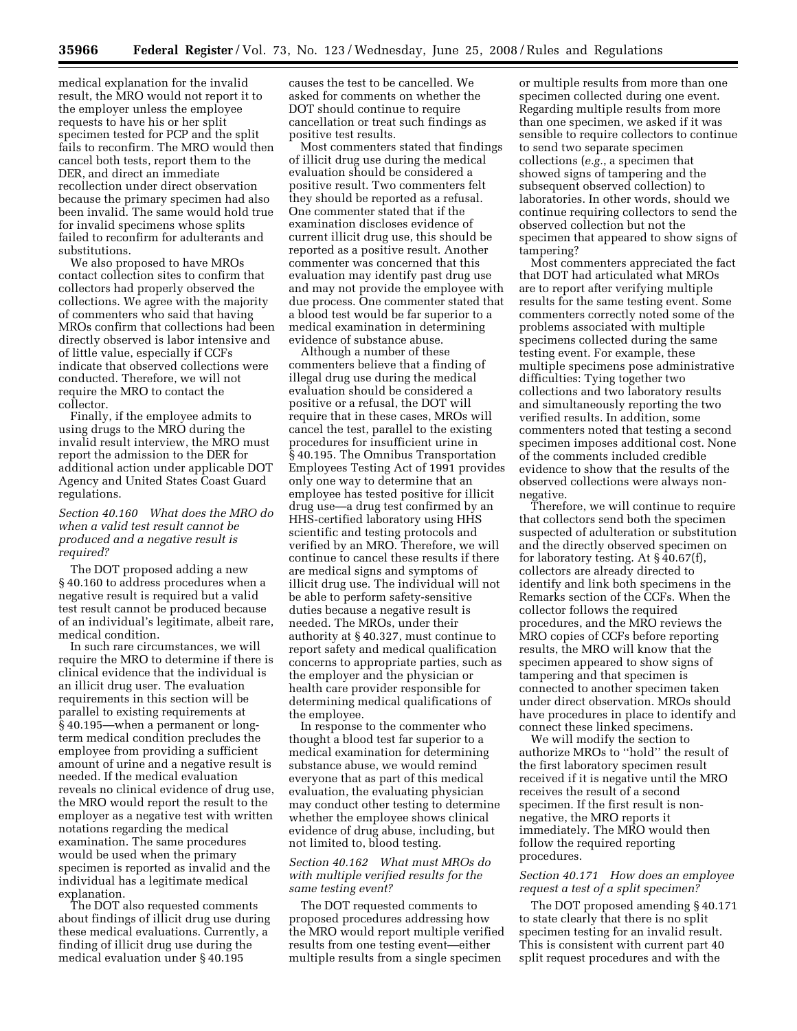medical explanation for the invalid result, the MRO would not report it to the employer unless the employee requests to have his or her split specimen tested for PCP and the split fails to reconfirm. The MRO would then cancel both tests, report them to the DER, and direct an immediate recollection under direct observation because the primary specimen had also been invalid. The same would hold true for invalid specimens whose splits failed to reconfirm for adulterants and substitutions.

We also proposed to have MROs contact collection sites to confirm that collectors had properly observed the collections. We agree with the majority of commenters who said that having MROs confirm that collections had been directly observed is labor intensive and of little value, especially if CCFs indicate that observed collections were conducted. Therefore, we will not require the MRO to contact the collector.

Finally, if the employee admits to using drugs to the MRO during the invalid result interview, the MRO must report the admission to the DER for additional action under applicable DOT Agency and United States Coast Guard regulations.

*Section 40.160 What does the MRO do when a valid test result cannot be produced and a negative result is required?*

The DOT proposed adding a new § 40.160 to address procedures when a negative result is required but a valid test result cannot be produced because of an individual's legitimate, albeit rare, medical condition.

In such rare circumstances, we will require the MRO to determine if there is clinical evidence that the individual is an illicit drug user. The evaluation requirements in this section will be parallel to existing requirements at § 40.195—when a permanent or long-term medical condition precludes the employee from providing a sufficient amount of urine and a negative result is needed. If the medical evaluation reveals no clinical evidence of drug use, the MRO would report the result to the employer as a negative test with written notations regarding the medical examination. The same procedures would be used when the primary specimen is reported as invalid and the individual has a legitimate medical explanation.

The DOT also requested comments about findings of illicit drug use during these medical evaluations. Currently, a finding of illicit drug use during the medical evaluation under § 40.195 causes the test to be cancelled. We asked for comments on whether the DOT should continue to require cancellation or treat such findings as positive test results.

Most commenters stated that findings of illicit drug use during the medical evaluation should be considered a positive result. Two commenters felt they should be reported as a refusal. One commenter stated that if the examination discloses evidence of current illicit drug use, this should be reported as a positive result. Another commenter was concerned that this evaluation may identify past drug use and may not provide the employee with due process. One commenter stated that a blood test would be far superior to a medical examination in determining evidence of substance abuse.

Although a number of these commenters believe that a finding of illegal drug use during the medical evaluation should be considered a positive or a refusal, the DOT will require that in these cases, MROs will cancel the test, parallel to the existing procedures for insufficient urine in § 40.195. The Omnibus Transportation Employees Testing Act of 1991 provides only one way to determine that an employee has tested positive for illicit drug use—a drug test confirmed by an HHS-certified laboratory using HHS scientific and testing protocols and verified by an MRO. Therefore, we will continue to cancel these results if there are medical signs and symptoms of illicit drug use. The individual will not be able to perform safety-sensitive duties because a negative result is needed. The MROs, under their authority at § 40.327, must continue to report safety and medical qualification concerns to appropriate parties, such as the employer and the physician or health care provider responsible for determining medical qualifications of the employee.

In response to the commenter who thought a blood test far superior to a medical examination for determining substance abuse, we would remind everyone that as part of this medical evaluation, the evaluating physician may conduct other testing to determine whether the employee shows clinical evidence of drug abuse, including, but not limited to, blood testing.

*Section 40.162 What must MROs do with multiple verified results for the same testing event?*

The DOT requested comments to proposed procedures addressing how the MRO would report multiple verified results from one testing event—either multiple results from a single specimen or multiple results from more than one specimen collected during one event. Regarding multiple results from more than one specimen, we asked if it was sensible to require collectors to continue to send two separate specimen collections (*e.g.*, a specimen that showed signs of tampering and the subsequent observed collection) to laboratories. In other words, should we continue requiring collectors to send the observed collection but not the specimen that appeared to show signs of tampering?

Most commenters appreciated the fact that DOT had articulated what MROs are to report after verifying multiple results for the same testing event. Some commenters correctly noted some of the problems associated with multiple specimens collected during the same testing event. For example, these multiple specimens pose administrative difficulties: Tying together two collections and two laboratory results and simultaneously reporting the two verified results. In addition, some commenters noted that testing a second specimen imposes additional cost. None of the comments included credible evidence to show that the results of the observed collections were always non-negative.

Therefore, we will continue to require that collectors send both the specimen suspected of adulteration or substitution and the directly observed specimen on for laboratory testing. At § 40.67(f), collectors are already directed to identify and link both specimens in the Remarks section of the CCFs. When the collector follows the required procedures, and the MRO reviews the MRO copies of CCFs before reporting results, the MRO will know that the specimen appeared to show signs of tampering and that specimen is connected to another specimen taken under direct observation. MROs should have procedures in place to identify and connect these linked specimens.

We will modify the section to authorize MROs to "hold" the result of the first laboratory specimen result received if it is negative until the MRO receives the result of a second specimen. If the first result is non-negative, the MRO reports it immediately. The MRO would then follow the required reporting procedures.

*Section 40.171 How does an employee request a test of a split specimen?*

The DOT proposed amending § 40.171 to state clearly that there is no split specimen testing for an invalid result. This is consistent with current part 40 split request procedures and with the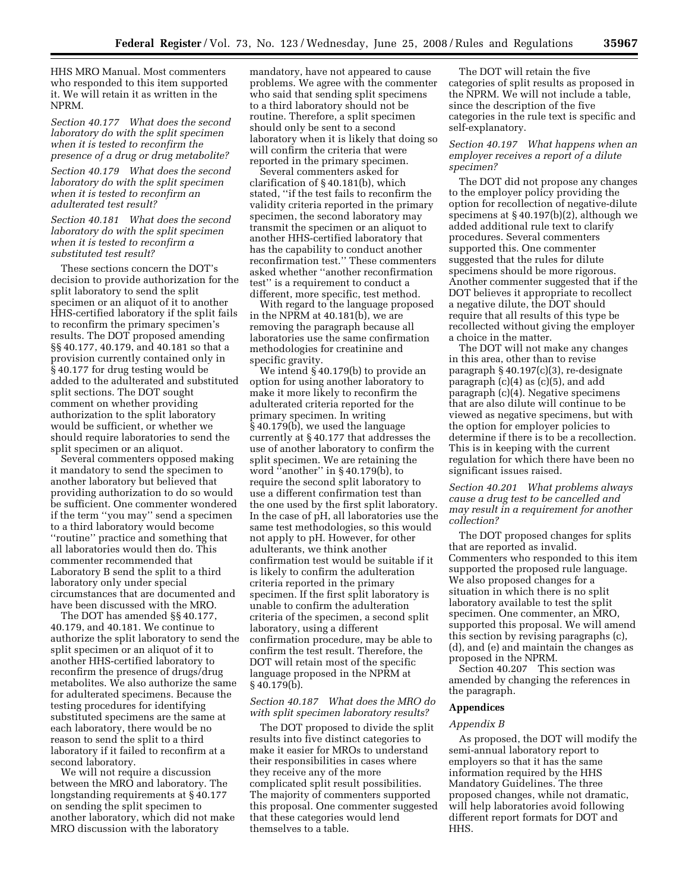HHS MRO Manual. Most commenters who responded to this item supported it. We will retain it as written in the NPRM.

*Section 40.177 What does the second laboratory do with the split specimen when it is tested to reconfirm the presence of a drug or drug metabolite?*

*Section 40.179 What does the second laboratory do with the split specimen when it is tested to reconfirm an adulterated test result?*

*Section 40.181 What does the second laboratory do with the split specimen when it is tested to reconfirm a substituted test result?*

These sections concern the DOT's decision to provide authorization for the split laboratory to send the split specimen or an aliquot of it to another HHS-certified laboratory if the split fails to reconfirm the primary specimen's results. The DOT proposed amending §§ 40.177, 40.179, and 40.181 so that a provision currently contained only in § 40.177 for drug testing would be added to the adulterated and substituted split sections. The DOT sought comment on whether providing authorization to the split laboratory would be sufficient, or whether we should require laboratories to send the split specimen or an aliquot.

Several commenters opposed making it mandatory to send the specimen to another laboratory but believed that providing authorization to do so would be sufficient. One commenter wondered if the term ''you may'' send a specimen to a third laboratory would become ''routine'' practice and something that all laboratories would then do. This commenter recommended that Laboratory B send the split to a third laboratory only under special circumstances that are documented and have been discussed with the MRO.

The DOT has amended §§ 40.177, 40.179, and 40.181. We continue to authorize the split laboratory to send the split specimen or an aliquot of it to another HHS-certified laboratory to reconfirm the presence of drugs/drug metabolites. We also authorize the same for adulterated specimens. Because the testing procedures for identifying substituted specimens are the same at each laboratory, there would be no reason to send the split to a third laboratory if it failed to reconfirm at a second laboratory.

We will not require a discussion between the MRO and laboratory. The longstanding requirements at § 40.177 on sending the split specimen to another laboratory, which did not make MRO discussion with the laboratory mandatory, have not appeared to cause problems. We agree with the commenter who said that sending split specimens to a third laboratory should not be routine. Therefore, a split specimen should only be sent to a second laboratory when it is likely that doing so will confirm the criteria that were reported in the primary specimen.

Several commenters asked for clarification of § 40.181(b), which stated, ''if the test fails to reconfirm the validity criteria reported in the primary specimen, the second laboratory may transmit the specimen or an aliquot to another HHS-certified laboratory that has the capability to conduct another reconfirmation test.'' These commenters asked whether ''another reconfirmation test'' is a requirement to conduct a different, more specific, test method.

With regard to the language proposed in the NPRM at 40.181(b), we are removing the paragraph because all laboratories use the same confirmation methodologies for creatinine and specific gravity.

We intend § 40.179(b) to provide an option for using another laboratory to make it more likely to reconfirm the adulterated criteria reported for the primary specimen. In writing § 40.179(b), we used the language currently at § 40.177 that addresses the use of another laboratory to confirm the split specimen. We are retaining the word ''another'' in § 40.179(b), to require the second split laboratory to use a different confirmation test than the one used by the first split laboratory. In the case of pH, all laboratories use the same test methodologies, so this would not apply to pH. However, for other adulterants, we think another confirmation test would be suitable if it is likely to confirm the adulteration criteria reported in the primary specimen. If the first split laboratory is unable to confirm the adulteration criteria of the specimen, a second split laboratory, using a different confirmation procedure, may be able to confirm the test result. Therefore, the DOT will retain most of the specific language proposed in the NPRM at § 40.179(b).

*Section 40.187 What does the MRO do with split specimen laboratory results?*

The DOT proposed to divide the split results into five distinct categories to make it easier for MROs to understand their responsibilities in cases where they receive any of the more complicated split result possibilities. The majority of commenters supported this proposal. One commenter suggested that these categories would lend themselves to a table.

The DOT will retain the five categories of split results as proposed in the NPRM. We will not include a table, since the description of the five categories in the rule text is specific and self-explanatory.

*Section 40.197 What happens when an employer receives a report of a dilute specimen?*

The DOT did not propose any changes to the employer policy providing the option for recollection of negative-dilute specimens at § 40.197(b)(2), although we added additional rule text to clarify procedures. Several commenters supported this. One commenter suggested that the rules for dilute specimens should be more rigorous. Another commenter suggested that if the DOT believes it appropriate to recollect a negative dilute, the DOT should require that all results of this type be recollected without giving the employer a choice in the matter.

The DOT will not make any changes in this area, other than to revise paragraph § 40.197(c)(3), re-designate paragraph (c)(4) as (c)(5), and add paragraph (c)(4). Negative specimens that are also dilute will continue to be viewed as negative specimens, but with the option for employer policies to determine if there is to be a recollection. This is in keeping with the current regulation for which there have been no significant issues raised.

*Section 40.201 What problems always cause a drug test to be cancelled and may result in a requirement for another collection?*

The DOT proposed changes for splits that are reported as invalid. Commenters who responded to this item supported the proposed rule language. We also proposed changes for a situation in which there is no split laboratory available to test the split specimen. One commenter, an MRO, supported this proposal. We will amend this section by revising paragraphs (c), (d), and (e) and maintain the changes as proposed in the NPRM.

Section 40.207 This section was amended by changing the references in the paragraph.

## Appendices

*Appendix B*

As proposed, the DOT will modify the semi-annual laboratory report to employers so that it has the same information required by the HHS Mandatory Guidelines. The three proposed changes, while not dramatic, will help laboratories avoid following different report formats for DOT and HHS.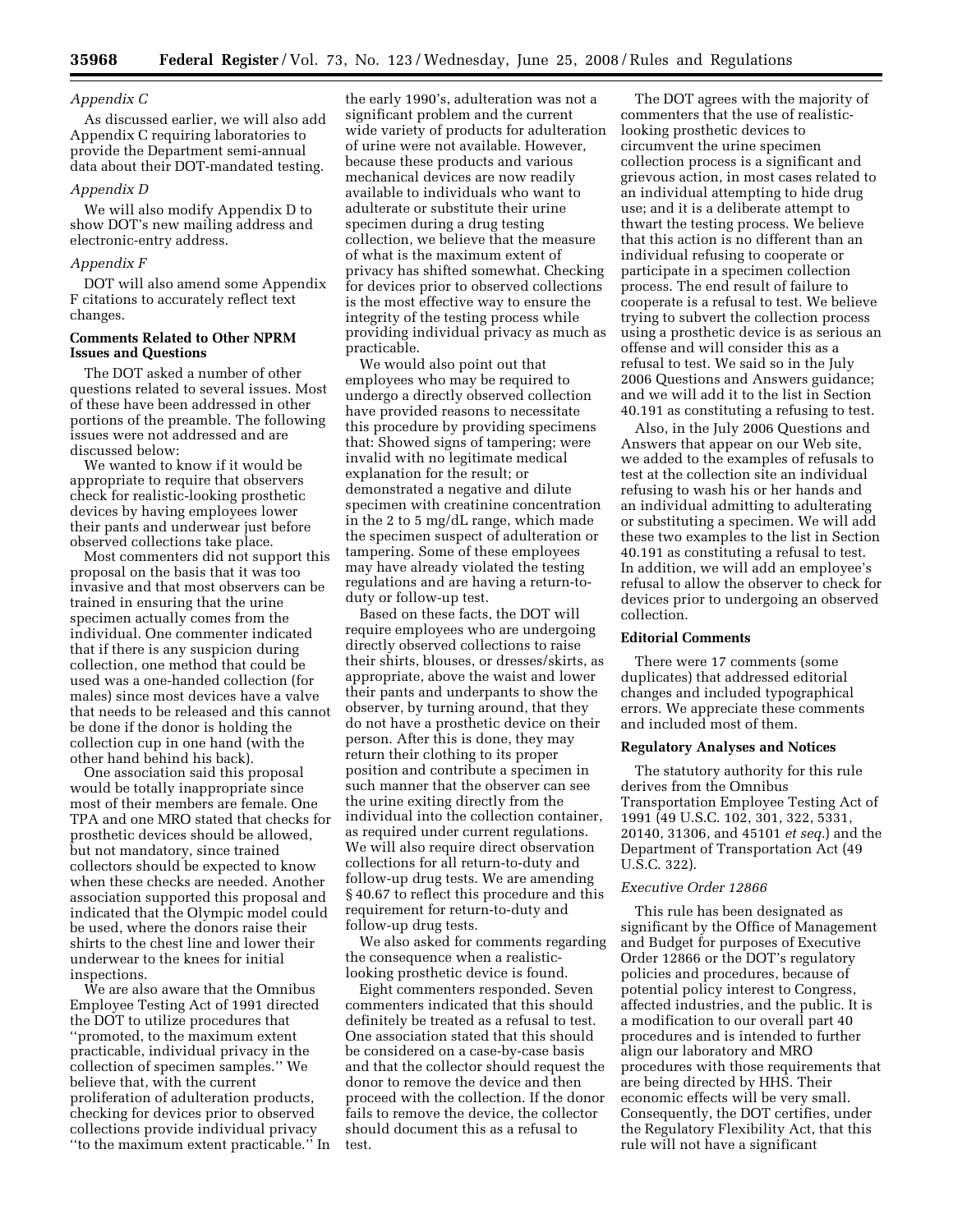*Appendix C*

As discussed earlier, we will also add Appendix C requiring laboratories to provide the Department semi-annual data about their DOT-mandated testing.

*Appendix D*

We will also modify Appendix D to show DOT's new mailing address and electronic-entry address.

*Appendix F*

DOT will also amend some Appendix F citations to accurately reflect text changes.

**Comments Related to Other NPRM Issues and Questions**

The DOT asked a number of other questions related to several issues. Most of these have been addressed in other portions of the preamble. The following issues were not addressed and are discussed below:

We wanted to know if it would be appropriate to require that observers check for realistic-looking prosthetic devices by having employees lower their pants and underwear just before observed collections take place.

Most commenters did not support this proposal on the basis that it was too invasive and that most observers can be trained in ensuring that the urine specimen actually comes from the individual. One commenter indicated that if there is any suspicion during collection, one method that could be used was a one-handed collection (for males) since most devices have a valve that needs to be released and this cannot be done if the donor is holding the collection cup in one hand (with the other hand behind his back).

One association said this proposal would be totally inappropriate since most of their members are female. One TPA and one MRO stated that checks for prosthetic devices should be allowed, but not mandatory, since trained collectors should be expected to know when these checks are needed. Another association supported this proposal and indicated that the Olympic model could be used, where the donors raise their shirts to the chest line and lower their underwear to the knees for initial inspections.

We are also aware that the Omnibus Employee Testing Act of 1991 directed the DOT to utilize procedures that ''promoted, to the maximum extent practicable, individual privacy in the collection of specimen samples.'' We believe that, with the current proliferation of adulteration products, checking for devices prior to observed collections provide individual privacy ''to the maximum extent practicable.'' In the early 1990's, adulteration was not a significant problem and the current wide variety of products for adulteration of urine were not available. However, because these products and various mechanical devices are now readily available to individuals who want to adulterate or substitute their urine specimen during a drug testing collection, we believe that the measure of what is the maximum extent of privacy has shifted somewhat. Checking for devices prior to observed collections is the most effective way to ensure the integrity of the testing process while providing individual privacy as much as practicable.

We would also point out that employees who may be required to undergo a directly observed collection have provided reasons to necessitate this procedure by providing specimens that: Showed signs of tampering; were invalid with no legitimate medical explanation for the result; or demonstrated a negative and dilute specimen with creatinine concentration in the 2 to 5 mg/dL range, which made the specimen suspect of adulteration or tampering. Some of these employees may have already violated the testing regulations and are having a return-to-duty or follow-up test.

Based on these facts, the DOT will require employees who are undergoing directly observed collections to raise their shirts, blouses, or dresses/skirts, as appropriate, above the waist and lower their pants and underpants to show the observer, by turning around, that they do not have a prosthetic device on their person. After this is done, they may return their clothing to its proper position and contribute a specimen in such manner that the observer can see the urine exiting directly from the individual into the collection container, as required under current regulations. We will also require direct observation collections for all return-to-duty and follow-up drug tests. We are amending § 40.67 to reflect this procedure and this requirement for return-to-duty and follow-up drug tests.

We also asked for comments regarding the consequence when a realistic-looking prosthetic device is found.

Eight commenters responded. Seven commenters indicated that this should definitely be treated as a refusal to test. One association stated that this should be considered on a case-by-case basis and that the collector should request the donor to remove the device and then proceed with the collection. If the donor fails to remove the device, the collector should document this as a refusal to test.

The DOT agrees with the majority of commenters that the use of realistic-looking prosthetic devices to circumvent the urine specimen collection process is a significant and grievous action, in most cases related to an individual attempting to hide drug use; and it is a deliberate attempt to thwart the testing process. We believe that this action is no different than an individual refusing to cooperate or participate in a specimen collection process. The end result of failure to cooperate is a refusal to test. We believe trying to subvert the collection process using a prosthetic device is as serious an offense and will consider this as a refusal to test. We said so in the July 2006 Questions and Answers guidance; and we will add it to the list in Section 40.191 as constituting a refusing to test.

Also, in the July 2006 Questions and Answers that appear on our Web site, we added to the examples of refusals to test at the collection site an individual refusing to wash his or her hands and an individual admitting to adulterating or substituting a specimen. We will add these two examples to the list in Section 40.191 as constituting a refusal to test. In addition, we will add an employee's refusal to allow the observer to check for devices prior to undergoing an observed collection.

**Editorial Comments**

There were 17 comments (some duplicates) that addressed editorial changes and included typographical errors. We appreciate these comments and included most of them.

**Regulatory Analyses and Notices**

The statutory authority for this rule derives from the Omnibus Transportation Employee Testing Act of 1991 (49 U.S.C. 102, 301, 322, 5331, 20140, 31306, and 45101 *et seq.*) and the Department of Transportation Act (49 U.S.C. 322).

*Executive Order 12866*

This rule has been designated as significant by the Office of Management and Budget for purposes of Executive Order 12866 or the DOT's regulatory policies and procedures, because of potential policy interest to Congress, affected industries, and the public. It is a modification to our overall part 40 procedures and is intended to further align our laboratory and MRO procedures with those requirements that are being directed by HHS. Their economic effects will be very small. Consequently, the DOT certifies, under the Regulatory Flexibility Act, that this rule will not have a significant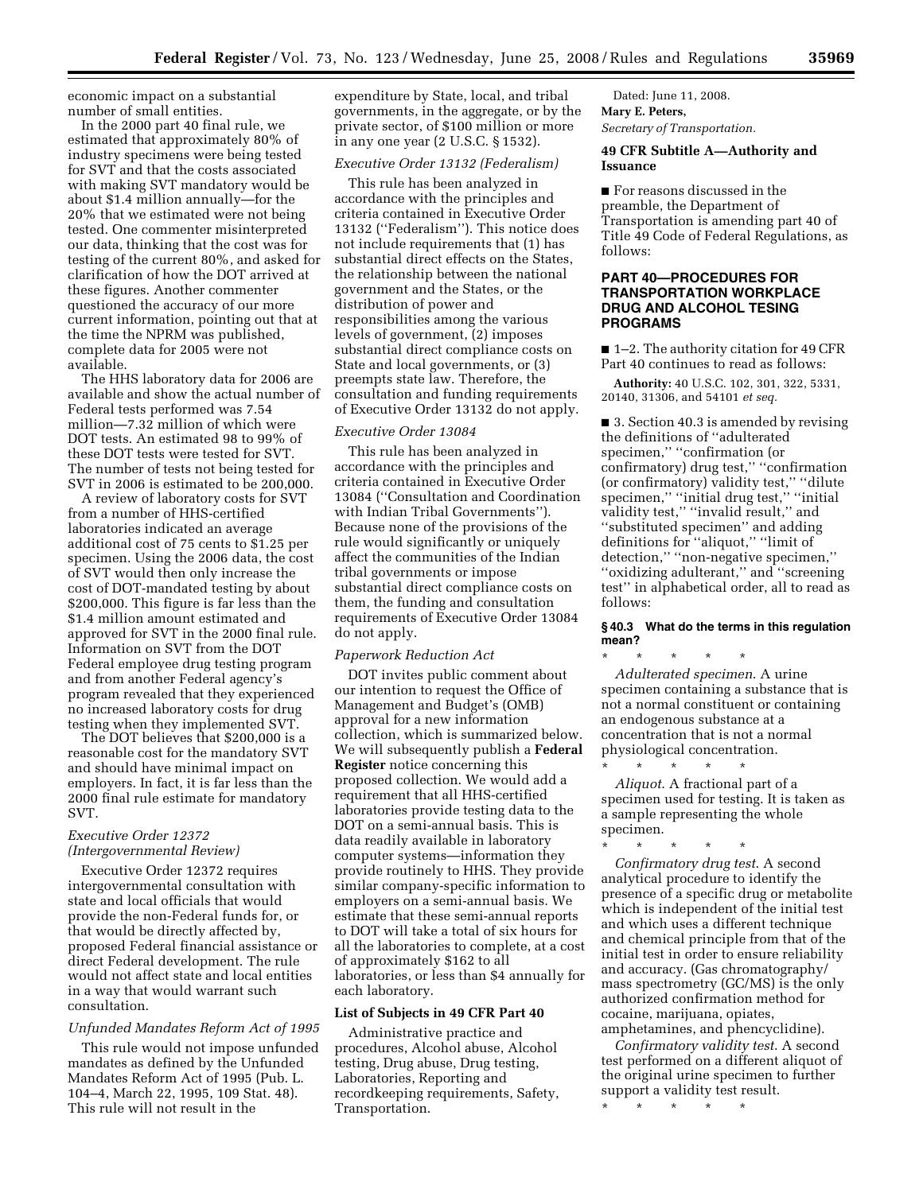economic impact on a substantial number of small entities.

In the 2000 part 40 final rule, we estimated that approximately 80% of industry specimens were being tested for SVT and that the costs associated with making SVT mandatory would be about $1.4 million annually—for the 20% that we estimated were not being tested. One commenter misinterpreted our data, thinking that the cost was for testing of the current 80%, and asked for clarification of how the DOT arrived at these figures. Another commenter questioned the accuracy of our more current information, pointing out that at the time the NPRM was published, complete data for 2005 were not available.

The HHS laboratory data for 2006 are available and show the actual number of Federal tests performed was 7.54 million—7.32 million of which were DOT tests. An estimated 98 to 99% of these DOT tests were tested for SVT. The number of tests not being tested for SVT in 2006 is estimated to be 200,000.

A review of laboratory costs for SVT from a number of HHS-certified laboratories indicated an average additional cost of 75 cents to $1.25 per specimen. Using the 2006 data, the cost of SVT would then only increase the cost of DOT-mandated testing by about $200,000. This figure is far less than the $1.4 million amount estimated and approved for SVT in the 2000 final rule. Information on SVT from the DOT Federal employee drug testing program and from another Federal agency's program revealed that they experienced no increased laboratory costs for drug testing when they implemented SVT.

The DOT believes that $200,000 is a reasonable cost for the mandatory SVT and should have minimal impact on employers. In fact, it is far less than the 2000 final rule estimate for mandatory SVT.

*Executive Order 12372 (Intergovernmental Review)*

Executive Order 12372 requires intergovernmental consultation with state and local officials that would provide the non-Federal funds for, or that would be directly affected by, proposed Federal financial assistance or direct Federal development. The rule would not affect state and local entities in a way that would warrant such consultation.

*Unfunded Mandates Reform Act of 1995*

This rule would not impose unfunded mandates as defined by the Unfunded Mandates Reform Act of 1995 (Pub. L. 104–4, March 22, 1995, 109 Stat. 48). This rule will not result in the expenditure by State, local, and tribal governments, in the aggregate, or by the private sector, of $100 million or more in any one year (2 U.S.C. § 1532).

*Executive Order 13132 (Federalism)*

This rule has been analyzed in accordance with the principles and criteria contained in Executive Order 13132 (''Federalism''). This notice does not include requirements that (1) has substantial direct effects on the States, the relationship between the national government and the States, or the distribution of power and responsibilities among the various levels of government, (2) imposes substantial direct compliance costs on State and local governments, or (3) preempts state law. Therefore, the consultation and funding requirements of Executive Order 13132 do not apply.

*Executive Order 13084*

This rule has been analyzed in accordance with the principles and criteria contained in Executive Order 13084 (''Consultation and Coordination with Indian Tribal Governments''). Because none of the provisions of the rule would significantly or uniquely affect the communities of the Indian tribal governments or impose substantial direct compliance costs on them, the funding and consultation requirements of Executive Order 13084 do not apply.

*Paperwork Reduction Act*

DOT invites public comment about our intention to request the Office of Management and Budget's (OMB) approval for a new information collection, which is summarized below. We will subsequently publish a **Federal Register** notice concerning this proposed collection. We would add a requirement that all HHS-certified laboratories provide testing data to the DOT on a semi-annual basis. This is data readily available in laboratory computer systems—information they provide routinely to HHS. They provide similar company-specific information to employers on a semi-annual basis. We estimate that these semi-annual reports to DOT will take a total of six hours for all the laboratories to complete, at a cost of approximately $162 to all laboratories, or less than $4 annually for each laboratory.

**List of Subjects in 49 CFR Part 40**

Administrative practice and procedures, Alcohol abuse, Alcohol testing, Drug abuse, Drug testing, Laboratories, Reporting and recordkeeping requirements, Safety, Transportation.

Dated: June 11, 2008.

**Mary E. Peters,**

*Secretary of Transportation.*

**49 CFR Subtitle A—Authority and Issuance**

■ For reasons discussed in the preamble, the Department of Transportation is amending part 40 of Title 49 Code of Federal Regulations, as follows:

## PART 40—PROCEDURES FOR TRANSPORTATION WORKPLACE DRUG AND ALCOHOL TESING PROGRAMS

■ 1–2. The authority citation for 49 CFR Part 40 continues to read as follows:

**Authority:** 40 U.S.C. 102, 301, 322, 5331, 20140, 31306, and 54101 *et seq.*

■ 3. Section 40.3 is amended by revising the definitions of ''adulterated specimen,'' ''confirmation (or confirmatory) drug test,'' ''confirmation (or confirmatory) validity test,'' ''dilute specimen,'' ''initial drug test,'' ''initial validity test,'' ''invalid result,'' and ''substituted specimen'' and adding definitions for ''aliquot,'' ''limit of detection,'' ''non-negative specimen,'' ''oxidizing adulterant,'' and ''screening test'' in alphabetical order, all to read as follows:

### § 40.3 What do the terms in this regulation mean?

\* \* \* \* \*

*Adulterated specimen*. A urine specimen containing a substance that is not a normal constituent or containing an endogenous substance at a concentration that is not a normal physiological concentration.

\* \* \* \* \*

*Aliquot*. A fractional part of a specimen used for testing. It is taken as a sample representing the whole specimen.

\* \* \* \* \*

*Confirmatory drug test*. A second analytical procedure to identify the presence of a specific drug or metabolite which is independent of the initial test and which uses a different technique and chemical principle from that of the initial test in order to ensure reliability and accuracy. (Gas chromatography/mass spectrometry (GC/MS) is the only authorized confirmation method for cocaine, marijuana, opiates, amphetamines, and phencyclidine).

*Confirmatory validity test*. A second test performed on a different aliquot of the original urine specimen to further support a validity test result.

\* \* \* \* \*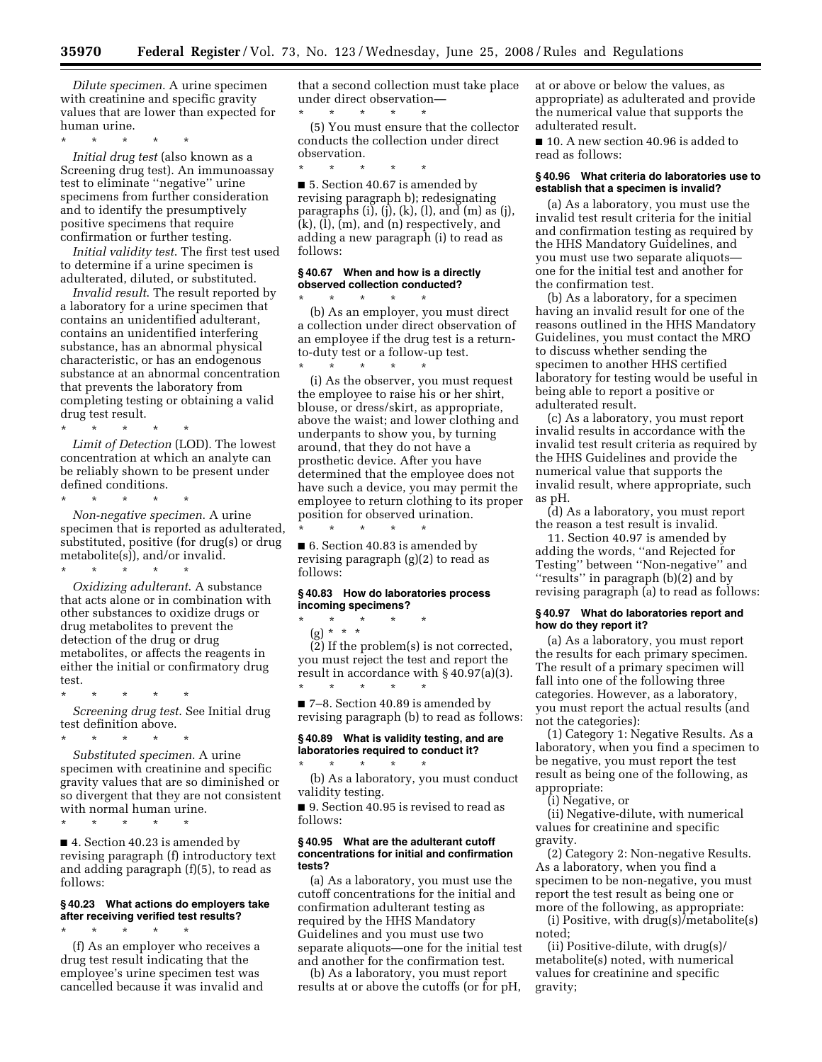*Dilute specimen.* A urine specimen with creatinine and specific gravity values that are lower than expected for human urine.

\* \* \* \* \*

*Initial drug test* (also known as a Screening drug test). An immunoassay test to eliminate ''negative'' urine specimens from further consideration and to identify the presumptively positive specimens that require confirmation or further testing.

*Initial validity test.* The first test used to determine if a urine specimen is adulterated, diluted, or substituted.

*Invalid result.* The result reported by a laboratory for a urine specimen that contains an unidentified adulterant, contains an unidentified interfering substance, has an abnormal physical characteristic, or has an endogenous substance at an abnormal concentration that prevents the laboratory from completing testing or obtaining a valid drug test result.

\* \* \* \* \*

*Limit of Detection* (LOD). The lowest concentration at which an analyte can be reliably shown to be present under defined conditions.

\* \* \* \* \*

*Non-negative specimen.* A urine specimen that is reported as adulterated, substituted, positive (for drug(s) or drug metabolite(s)), and/or invalid.

\* \* \* \* \*

*Oxidizing adulterant.* A substance that acts alone or in combination with other substances to oxidize drugs or drug metabolites to prevent the detection of the drug or drug metabolites, or affects the reagents in either the initial or confirmatory drug test.

\* \* \* \* \*

*Screening drug test.* See Initial drug test definition above.

\* \* \* \* \*

*Substituted specimen.* A urine specimen with creatinine and specific gravity values that are so diminished or so divergent that they are not consistent with normal human urine.

\* \* \* \* \*

■ 4. Section 40.23 is amended by revising paragraph (f) introductory text and adding paragraph (f)(5), to read as follows:

#### § 40.23 What actions do employers take after receiving verified test results?

\* \* \* \* \*

(f) As an employer who receives a drug test result indicating that the employee's urine specimen test was cancelled because it was invalid and that a second collection must take place under direct observation—

\* \* \* \* \*

(5) You must ensure that the collector conducts the collection under direct observation.

\* \* \* \* \*

■ 5. Section 40.67 is amended by revising paragraph b); redesignating paragraphs (i), (j), (k), (l), and (m) as (j), (k), (l), (m), and (n) respectively, and adding a new paragraph (i) to read as follows:

#### § 40.67 When and how is a directly observed collection conducted?

\* \* \* \* \*

(b) As an employer, you must direct a collection under direct observation of an employee if the drug test is a return-to-duty test or a follow-up test.

\* \* \* \* \*

(i) As the observer, you must request the employee to raise his or her shirt, blouse, or dress/skirt, as appropriate, above the waist; and lower clothing and underpants to show you, by turning around, that they do not have a prosthetic device. After you have determined that the employee does not have such a device, you may permit the employee to return clothing to its proper position for observed urination.

\* \* \* \* \*

■ 6. Section 40.83 is amended by revising paragraph (g)(2) to read as follows:

#### § 40.83 How do laboratories process incoming specimens?

\* \* \* \* \*

(g) \* \* \*

(2) If the problem(s) is not corrected, you must reject the test and report the result in accordance with § 40.97(a)(3).

\* \* \* \* \*

■ 7–8. Section 40.89 is amended by revising paragraph (b) to read as follows:

#### § 40.89 What is validity testing, and are laboratories required to conduct it?

\* \* \* \* \*

(b) As a laboratory, you must conduct validity testing.

■ 9. Section 40.95 is revised to read as follows:

#### § 40.95 What are the adulterant cutoff concentrations for initial and confirmation tests?

(a) As a laboratory, you must use the cutoff concentrations for the initial and confirmation adulterant testing as required by the HHS Mandatory Guidelines and you must use two separate aliquots—one for the initial test and another for the confirmation test.

(b) As a laboratory, you must report results at or above the cutoffs (or for pH, at or above or below the values, as appropriate) as adulterated and provide the numerical value that supports the adulterated result.

■ 10. A new section 40.96 is added to read as follows:

#### § 40.96 What criteria do laboratories use to establish that a specimen is invalid?

(a) As a laboratory, you must use the invalid test result criteria for the initial and confirmation testing as required by the HHS Mandatory Guidelines, and you must use two separate aliquots—one for the initial test and another for the confirmation test.

(b) As a laboratory, for a specimen having an invalid result for one of the reasons outlined in the HHS Mandatory Guidelines, you must contact the MRO to discuss whether sending the specimen to another HHS certified laboratory for testing would be useful in being able to report a positive or adulterated result.

(c) As a laboratory, you must report invalid results in accordance with the invalid test result criteria as required by the HHS Guidelines and provide the numerical value that supports the invalid result, where appropriate, such as pH.

(d) As a laboratory, you must report the reason a test result is invalid.

11. Section 40.97 is amended by adding the words, ''and Rejected for Testing'' between ''Non-negative'' and ''results'' in paragraph (b)(2) and by revising paragraph (a) to read as follows:

#### § 40.97 What do laboratories report and how do they report it?

(a) As a laboratory, you must report the results for each primary specimen. The result of a primary specimen will fall into one of the following three categories. However, as a laboratory, you must report the actual results (and not the categories):

(1) Category 1: Negative Results. As a laboratory, when you find a specimen to be negative, you must report the test result as being one of the following, as appropriate:

(i) Negative, or

(ii) Negative-dilute, with numerical values for creatinine and specific gravity.

(2) Category 2: Non-negative Results. As a laboratory, when you find a specimen to be non-negative, you must report the test result as being one or more of the following, as appropriate:

(i) Positive, with drug(s)/metabolite(s) noted;

(ii) Positive-dilute, with drug(s)/metabolite(s) noted, with numerical values for creatinine and specific gravity;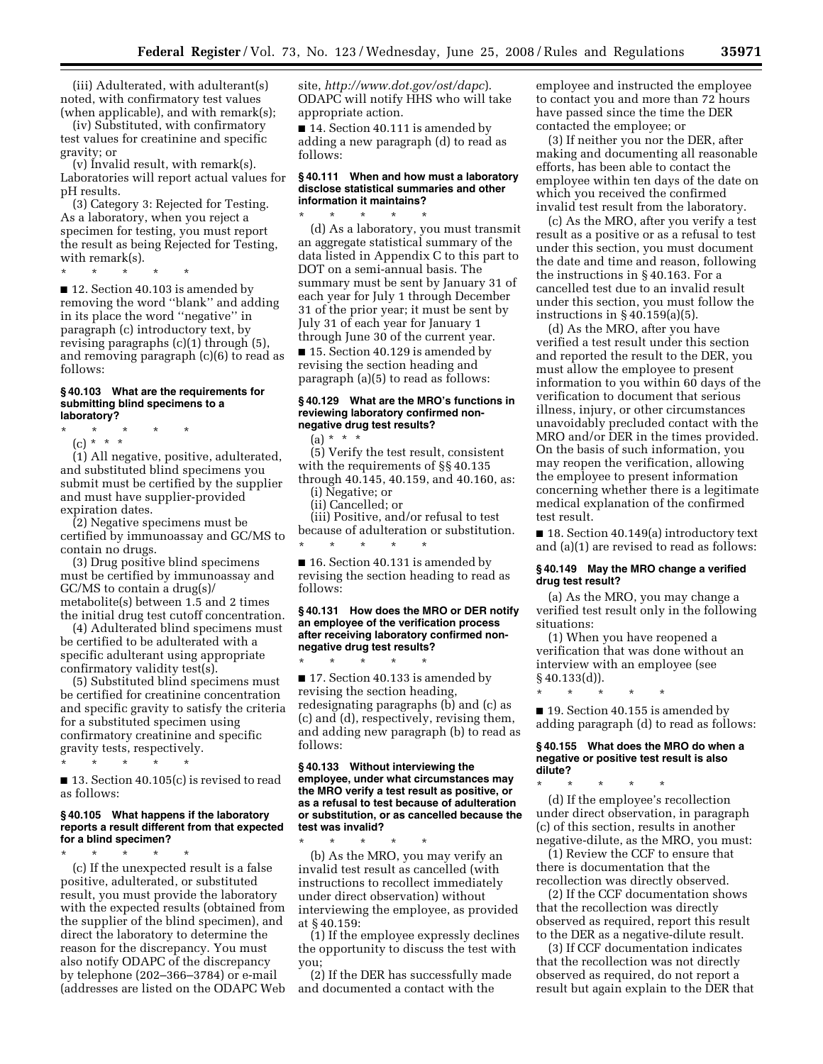(iii) Adulterated, with adulterant(s) noted, with confirmatory test values (when applicable), and with remark(s);

(iv) Substituted, with confirmatory test values for creatinine and specific gravity; or

(v) Invalid result, with remark(s). Laboratories will report actual values for pH results.

(3) Category 3: Rejected for Testing. As a laboratory, when you reject a specimen for testing, you must report the result as being Rejected for Testing, with remark(s).

\* \* \* \* \*

■ 12. Section 40.103 is amended by removing the word ''blank'' and adding in its place the word ''negative'' in paragraph (c) introductory text, by revising paragraphs (c)(1) through (5), and removing paragraph (c)(6) to read as follows:

### § 40.103 What are the requirements for submitting blind specimens to a laboratory?

\* \* \* \* \*

(c) \* \* \*

(1) All negative, positive, adulterated, and substituted blind specimens you submit must be certified by the supplier and must have supplier-provided expiration dates.

(2) Negative specimens must be certified by immunoassay and GC/MS to contain no drugs.

(3) Drug positive blind specimens must be certified by immunoassay and GC/MS to contain a drug(s)/ metabolite(s) between 1.5 and 2 times the initial drug test cutoff concentration.

(4) Adulterated blind specimens must be certified to be adulterated with a specific adulterant using appropriate confirmatory validity test(s).

(5) Substituted blind specimens must be certified for creatinine concentration and specific gravity to satisfy the criteria for a substituted specimen using confirmatory creatinine and specific gravity tests, respectively.

\* \* \* \* \*

■ 13. Section 40.105(c) is revised to read as follows:

### § 40.105 What happens if the laboratory reports a result different from that expected for a blind specimen?

\* \* \* \* \*

(c) If the unexpected result is a false positive, adulterated, or substituted result, you must provide the laboratory with the expected results (obtained from the supplier of the blind specimen), and direct the laboratory to determine the reason for the discrepancy. You must also notify ODAPC of the discrepancy by telephone (202–366–3784) or e-mail (addresses are listed on the ODAPC Web site, *http://www.dot.gov/ost/dapc*). ODAPC will notify HHS who will take appropriate action.

■ 14. Section 40.111 is amended by adding a new paragraph (d) to read as follows:

### § 40.111 When and how must a laboratory disclose statistical summaries and other information it maintains?

\* \* \* \* \*

(d) As a laboratory, you must transmit an aggregate statistical summary of the data listed in Appendix C to this part to DOT on a semi-annual basis. The summary must be sent by January 31 of each year for July 1 through December 31 of the prior year; it must be sent by July 31 of each year for January 1 through June 30 of the current year.

■ 15. Section 40.129 is amended by revising the section heading and paragraph (a)(5) to read as follows:

### § 40.129 What are the MRO's functions in reviewing laboratory confirmed non-negative drug test results?

(a) \* \* \*

(5) Verify the test result, consistent with the requirements of §§ 40.135 through 40.145, 40.159, and 40.160, as:

(i) Negative; or

(ii) Cancelled; or

(iii) Positive, and/or refusal to test because of adulteration or substitution.

\* \* \* \* \*

■ 16. Section 40.131 is amended by revising the section heading to read as follows:

### § 40.131 How does the MRO or DER notify an employee of the verification process after receiving laboratory confirmed non-negative drug test results?

\* \* \* \* \*

■ 17. Section 40.133 is amended by revising the section heading, redesignating paragraphs (b) and (c) as (c) and (d), respectively, revising them, and adding new paragraph (b) to read as follows:

### § 40.133 Without interviewing the employee, under what circumstances may the MRO verify a test result as positive, or as a refusal to test because of adulteration or substitution, or as cancelled because the test was invalid?

\* \* \* \* \*

(b) As the MRO, you may verify an invalid test result as cancelled (with instructions to recollect immediately under direct observation) without interviewing the employee, as provided at § 40.159:

(1) If the employee expressly declines the opportunity to discuss the test with you;

(2) If the DER has successfully made and documented a contact with the employee and instructed the employee to contact you and more than 72 hours have passed since the time the DER contacted the employee; or

(3) If neither you nor the DER, after making and documenting all reasonable efforts, has been able to contact the employee within ten days of the date on which you received the confirmed invalid test result from the laboratory.

(c) As the MRO, after you verify a test result as a positive or as a refusal to test under this section, you must document the date and time and reason, following the instructions in § 40.163. For a cancelled test due to an invalid result under this section, you must follow the instructions in § 40.159(a)(5).

(d) As the MRO, after you have verified a test result under this section and reported the result to the DER, you must allow the employee to present information to you within 60 days of the verification to document that serious illness, injury, or other circumstances unavoidably precluded contact with the MRO and/or DER in the times provided. On the basis of such information, you may reopen the verification, allowing the employee to present information concerning whether there is a legitimate medical explanation of the confirmed test result.

■ 18. Section 40.149(a) introductory text and (a)(1) are revised to read as follows:

### § 40.149 May the MRO change a verified drug test result?

(a) As the MRO, you may change a verified test result only in the following situations:

(1) When you have reopened a verification that was done without an interview with an employee (see § 40.133(d)).

\* \* \* \* \*

■ 19. Section 40.155 is amended by adding paragraph (d) to read as follows:

### § 40.155 What does the MRO do when a negative or positive test result is also dilute?

\* \* \* \* \*

(d) If the employee's recollection under direct observation, in paragraph (c) of this section, results in another negative-dilute, as the MRO, you must:

(1) Review the CCF to ensure that there is documentation that the recollection was directly observed.

(2) If the CCF documentation shows that the recollection was directly observed as required, report this result to the DER as a negative-dilute result.

(3) If CCF documentation indicates that the recollection was not directly observed as required, do not report a result but again explain to the DER that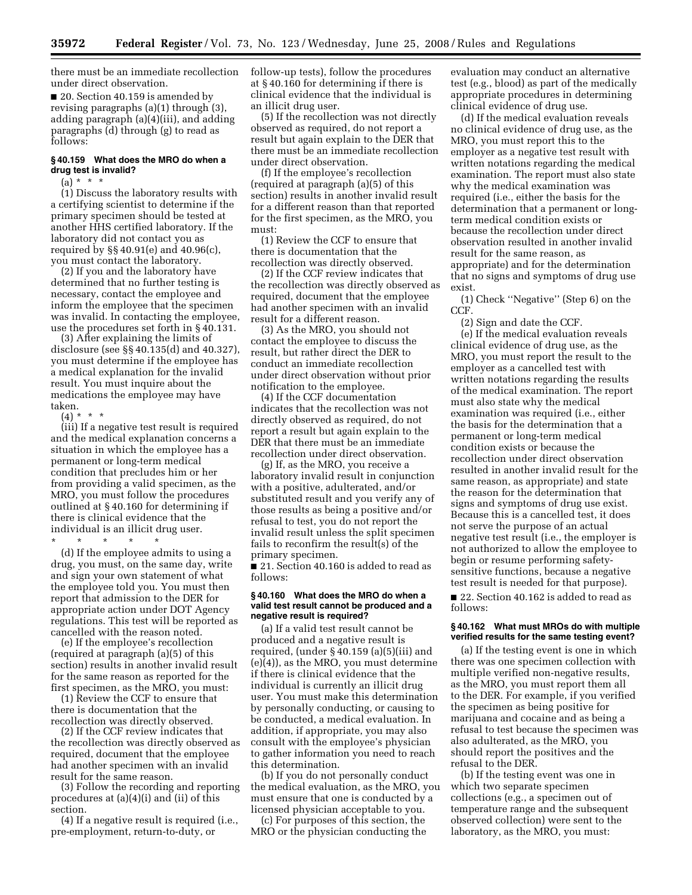there must be an immediate recollection under direct observation.

■ 20. Section 40.159 is amended by revising paragraphs (a)(1) through (3), adding paragraph (a)(4)(iii), and adding paragraphs (d) through (g) to read as follows:

### § 40.159 What does the MRO do when a drug test is invalid?

(a) * * *

(1) Discuss the laboratory results with a certifying scientist to determine if the primary specimen should be tested at another HHS certified laboratory. If the laboratory did not contact you as required by §§ 40.91(e) and 40.96(c), you must contact the laboratory.

(2) If you and the laboratory have determined that no further testing is necessary, contact the employee and inform the employee that the specimen was invalid. In contacting the employee, use the procedures set forth in § 40.131.

(3) After explaining the limits of disclosure (see §§ 40.135(d) and 40.327), you must determine if the employee has a medical explanation for the invalid result. You must inquire about the medications the employee may have taken.

(4) * * *

(iii) If a negative test result is required and the medical explanation concerns a situation in which the employee has a permanent or long-term medical condition that precludes him or her from providing a valid specimen, as the MRO, you must follow the procedures outlined at § 40.160 for determining if there is clinical evidence that the individual is an illicit drug user.

\* \* \* \* \*

(d) If the employee admits to using a drug, you must, on the same day, write and sign your own statement of what the employee told you. You must then report that admission to the DER for appropriate action under DOT Agency regulations. This test will be reported as cancelled with the reason noted.

(e) If the employee's recollection (required at paragraph (a)(5) of this section) results in another invalid result for the same reason as reported for the first specimen, as the MRO, you must:

(1) Review the CCF to ensure that there is documentation that the recollection was directly observed.

(2) If the CCF review indicates that the recollection was directly observed as required, document that the employee had another specimen with an invalid result for the same reason.

(3) Follow the recording and reporting procedures at (a)(4)(i) and (ii) of this section.

(4) If a negative result is required (i.e., pre-employment, return-to-duty, or follow-up tests), follow the procedures at § 40.160 for determining if there is clinical evidence that the individual is an illicit drug user.

(5) If the recollection was not directly observed as required, do not report a result but again explain to the DER that there must be an immediate recollection under direct observation.

(f) If the employee's recollection (required at paragraph (a)(5) of this section) results in another invalid result for a different reason than that reported for the first specimen, as the MRO, you must:

(1) Review the CCF to ensure that there is documentation that the recollection was directly observed.

(2) If the CCF review indicates that the recollection was directly observed as required, document that the employee had another specimen with an invalid result for a different reason.

(3) As the MRO, you should not contact the employee to discuss the result, but rather direct the DER to conduct an immediate recollection under direct observation without prior notification to the employee.

(4) If the CCF documentation indicates that the recollection was not directly observed as required, do not report a result but again explain to the DER that there must be an immediate recollection under direct observation.

(g) If, as the MRO, you receive a laboratory invalid result in conjunction with a positive, adulterated, and/or substituted result and you verify any of those results as being a positive and/or refusal to test, you do not report the invalid result unless the split specimen fails to reconfirm the result(s) of the primary specimen.

■ 21. Section 40.160 is added to read as follows:

### § 40.160 What does the MRO do when a valid test result cannot be produced and a negative result is required?

(a) If a valid test result cannot be produced and a negative result is required, (under § 40.159 (a)(5)(iii) and (e)(4)), as the MRO, you must determine if there is clinical evidence that the individual is currently an illicit drug user. You must make this determination by personally conducting, or causing to be conducted, a medical evaluation. In addition, if appropriate, you may also consult with the employee's physician to gather information you need to reach this determination.

(b) If you do not personally conduct the medical evaluation, as the MRO, you must ensure that one is conducted by a licensed physician acceptable to you.

(c) For purposes of this section, the MRO or the physician conducting the evaluation may conduct an alternative test (e.g., blood) as part of the medically appropriate procedures in determining clinical evidence of drug use.

(d) If the medical evaluation reveals no clinical evidence of drug use, as the MRO, you must report this to the employer as a negative test result with written notations regarding the medical examination. The report must also state why the medical examination was required (i.e., either the basis for the determination that a permanent or long-term medical condition exists or because the recollection under direct observation resulted in another invalid result for the same reason, as appropriate) and for the determination that no signs and symptoms of drug use exist.

(1) Check "Negative" (Step 6) on the CCF.

(2) Sign and date the CCF.

(e) If the medical evaluation reveals clinical evidence of drug use, as the MRO, you must report the result to the employer as a cancelled test with written notations regarding the results of the medical examination. The report must also state why the medical examination was required (i.e., either the basis for the determination that a permanent or long-term medical condition exists or because the recollection under direct observation resulted in another invalid result for the same reason, as appropriate) and state the reason for the determination that signs and symptoms of drug use exist. Because this is a cancelled test, it does not serve the purpose of an actual negative test result (i.e., the employer is not authorized to allow the employee to begin or resume performing safety-sensitive functions, because a negative test result is needed for that purpose).

■ 22. Section 40.162 is added to read as follows:

### § 40.162 What must MROs do with multiple verified results for the same testing event?

(a) If the testing event is one in which there was one specimen collection with multiple verified non-negative results, as the MRO, you must report them all to the DER. For example, if you verified the specimen as being positive for marijuana and cocaine and as being a refusal to test because the specimen was also adulterated, as the MRO, you should report the positives and the refusal to the DER.

(b) If the testing event was one in which two separate specimen collections (e.g., a specimen out of temperature range and the subsequent observed collection) were sent to the laboratory, as the MRO, you must: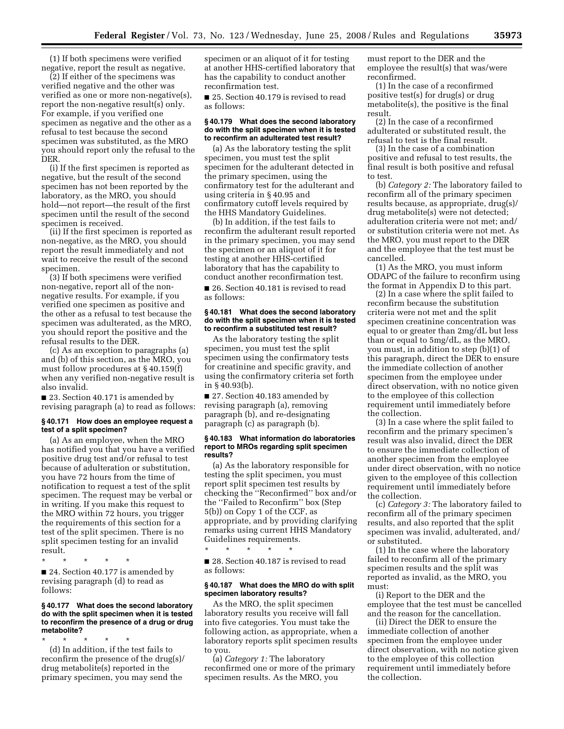(1) If both specimens were verified negative, report the result as negative.

(2) If either of the specimens was verified negative and the other was verified as one or more non-negative(s), report the non-negative result(s) only. For example, if you verified one specimen as negative and the other as a refusal to test because the second specimen was substituted, as the MRO you should report only the refusal to the DER.

(i) If the first specimen is reported as negative, but the result of the second specimen has not been reported by the laboratory, as the MRO, you should hold—not report—the result of the first specimen until the result of the second specimen is received.

(ii) If the first specimen is reported as non-negative, as the MRO, you should report the result immediately and not wait to receive the result of the second specimen.

(3) If both specimens were verified non-negative, report all of the non-negative results. For example, if you verified one specimen as positive and the other as a refusal to test because the specimen was adulterated, as the MRO, you should report the positive and the refusal results to the DER.

(c) As an exception to paragraphs (a) and (b) of this section, as the MRO, you must follow procedures at § 40.159(f) when any verified non-negative result is also invalid.

■ 23. Section 40.171 is amended by revising paragraph (a) to read as follows:

#### § 40.171 How does an employee request a test of a split specimen?

(a) As an employee, when the MRO has notified you that you have a verified positive drug test and/or refusal to test because of adulteration or substitution, you have 72 hours from the time of notification to request a test of the split specimen. The request may be verbal or in writing. If you make this request to the MRO within 72 hours, you trigger the requirements of this section for a test of the split specimen. There is no split specimen testing for an invalid result.

\* \* \* \* \*

■ 24. Section 40.177 is amended by revising paragraph (d) to read as follows:

#### § 40.177 What does the second laboratory do with the split specimen when it is tested to reconfirm the presence of a drug or drug metabolite?

\* \* \* \* \*

(d) In addition, if the test fails to reconfirm the presence of the drug(s)/drug metabolite(s) reported in the primary specimen, you may send the specimen or an aliquot of it for testing at another HHS-certified laboratory that has the capability to conduct another reconfirmation test.

■ 25. Section 40.179 is revised to read as follows:

#### § 40.179 What does the second laboratory do with the split specimen when it is tested to reconfirm an adulterated test result?

(a) As the laboratory testing the split specimen, you must test the split specimen for the adulterant detected in the primary specimen, using the confirmatory test for the adulterant and using criteria in § 40.95 and confirmatory cutoff levels required by the HHS Mandatory Guidelines.

(b) In addition, if the test fails to reconfirm the adulterant result reported in the primary specimen, you may send the specimen or an aliquot of it for testing at another HHS-certified laboratory that has the capability to conduct another reconfirmation test.

■ 26. Section 40.181 is revised to read as follows:

#### § 40.181 What does the second laboratory do with the split specimen when it is tested to reconfirm a substituted test result?

As the laboratory testing the split specimen, you must test the split specimen using the confirmatory tests for creatinine and specific gravity, and using the confirmatory criteria set forth in § 40.93(b).

■ 27. Section 40.183 amended by revising paragraph (a), removing paragraph (b), and re-designating paragraph (c) as paragraph (b).

#### § 40.183 What information do laboratories report to MROs regarding split specimen results?

(a) As the laboratory responsible for testing the split specimen, you must report split specimen test results by checking the "Reconfirmed" box and/or the "Failed to Reconfirm" box (Step 5(b)) on Copy 1 of the CCF, as appropriate, and by providing clarifying remarks using current HHS Mandatory Guidelines requirements.

\* \* \* \* \*

■ 28. Section 40.187 is revised to read as follows:

#### § 40.187 What does the MRO do with split specimen laboratory results?

As the MRO, the split specimen laboratory results you receive will fall into five categories. You must take the following action, as appropriate, when a laboratory reports split specimen results to you.

(a) *Category 1:* The laboratory reconfirmed one or more of the primary specimen results. As the MRO, you must report to the DER and the employee the result(s) that was/were reconfirmed.

(1) In the case of a reconfirmed positive test(s) for drug(s) or drug metabolite(s), the positive is the final result.

(2) In the case of a reconfirmed adulterated or substituted result, the refusal to test is the final result.

(3) In the case of a combination positive and refusal to test results, the final result is both positive and refusal to test.

(b) *Category 2:* The laboratory failed to reconfirm all of the primary specimen results because, as appropriate, drug(s)/drug metabolite(s) were not detected; adulteration criteria were not met; and/or substitution criteria were not met. As the MRO, you must report to the DER and the employee that the test must be cancelled.

(1) As the MRO, you must inform ODAPC of the failure to reconfirm using the format in Appendix D to this part.

(2) In a case where the split failed to reconfirm because the substitution criteria were not met and the split specimen creatinine concentration was equal to or greater than 2mg/dL but less than or equal to 5mg/dL, as the MRO, you must, in addition to step (b)(1) of this paragraph, direct the DER to ensure the immediate collection of another specimen from the employee under direct observation, with no notice given to the employee of this collection requirement until immediately before the collection.

(3) In a case where the split failed to reconfirm and the primary specimen's result was also invalid, direct the DER to ensure the immediate collection of another specimen from the employee under direct observation, with no notice given to the employee of this collection requirement until immediately before the collection.

(c) *Category 3:* The laboratory failed to reconfirm all of the primary specimen results, and also reported that the split specimen was invalid, adulterated, and/or substituted.

(1) In the case where the laboratory failed to reconfirm all of the primary specimen results and the split was reported as invalid, as the MRO, you must:

(i) Report to the DER and the employee that the test must be cancelled and the reason for the cancellation.

(ii) Direct the DER to ensure the immediate collection of another specimen from the employee under direct observation, with no notice given to the employee of this collection requirement until immediately before the collection.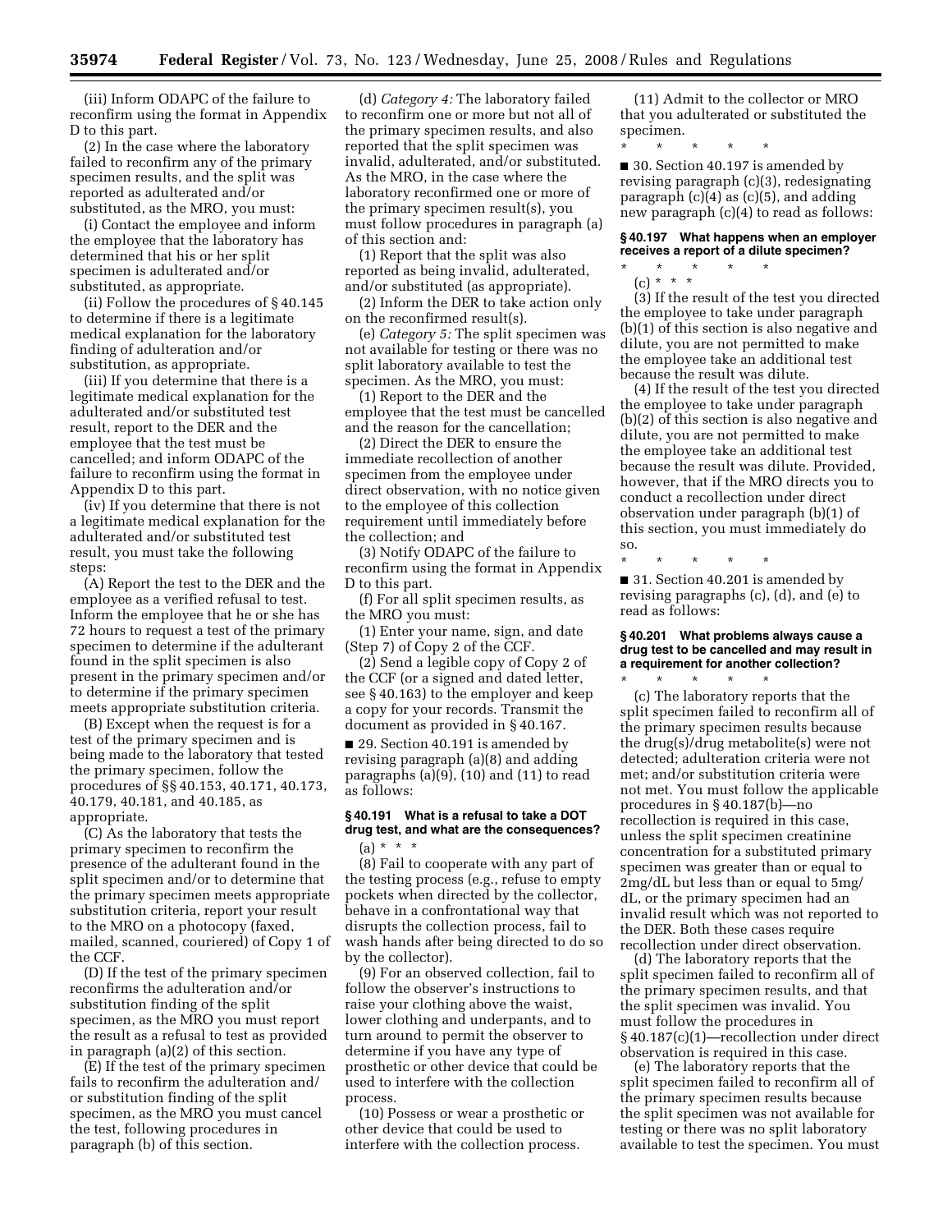(iii) Inform ODAPC of the failure to reconfirm using the format in Appendix D to this part.

(2) In the case where the laboratory failed to reconfirm any of the primary specimen results, and the split was reported as adulterated and/or substituted, as the MRO, you must:

(i) Contact the employee and inform the employee that the laboratory has determined that his or her split specimen is adulterated and/or substituted, as appropriate.

(ii) Follow the procedures of § 40.145 to determine if there is a legitimate medical explanation for the laboratory finding of adulteration and/or substitution, as appropriate.

(iii) If you determine that there is a legitimate medical explanation for the adulterated and/or substituted test result, report to the DER and the employee that the test must be cancelled; and inform ODAPC of the failure to reconfirm using the format in Appendix D to this part.

(iv) If you determine that there is not a legitimate medical explanation for the adulterated and/or substituted test result, you must take the following steps:

(A) Report the test to the DER and the employee as a verified refusal to test. Inform the employee that he or she has 72 hours to request a test of the primary specimen to determine if the adulterant found in the split specimen is also present in the primary specimen and/or to determine if the primary specimen meets appropriate substitution criteria.

(B) Except when the request is for a test of the primary specimen and is being made to the laboratory that tested the primary specimen, follow the procedures of §§ 40.153, 40.171, 40.173, 40.179, 40.181, and 40.185, as appropriate.

(C) As the laboratory that tests the primary specimen to reconfirm the presence of the adulterant found in the split specimen and/or to determine that the primary specimen meets appropriate substitution criteria, report your result to the MRO on a photocopy (faxed, mailed, scanned, couriered) of Copy 1 of the CCF.

(D) If the test of the primary specimen reconfirms the adulteration and/or substitution finding of the split specimen, as the MRO you must report the result as a refusal to test as provided in paragraph (a)(2) of this section.

(E) If the test of the primary specimen fails to reconfirm the adulteration and/or substitution finding of the split specimen, as the MRO you must cancel the test, following procedures in paragraph (b) of this section.

(d) *Category 4:* The laboratory failed to reconfirm one or more but not all of the primary specimen results, and also reported that the split specimen was invalid, adulterated, and/or substituted. As the MRO, in the case where the laboratory reconfirmed one or more of the primary specimen result(s), you must follow procedures in paragraph (a) of this section and:

(1) Report that the split was also reported as being invalid, adulterated, and/or substituted (as appropriate).

(2) Inform the DER to take action only on the reconfirmed result(s).

(e) *Category 5:* The split specimen was not available for testing or there was no split laboratory available to test the specimen. As the MRO, you must:

(1) Report to the DER and the employee that the test must be cancelled and the reason for the cancellation;

(2) Direct the DER to ensure the immediate recollection of another specimen from the employee under direct observation, with no notice given to the employee of this collection requirement until immediately before the collection; and

(3) Notify ODAPC of the failure to reconfirm using the format in Appendix D to this part.

(f) For all split specimen results, as the MRO you must:

(1) Enter your name, sign, and date (Step 7) of Copy 2 of the CCF.

(2) Send a legible copy of Copy 2 of the CCF (or a signed and dated letter, see § 40.163) to the employer and keep a copy for your records. Transmit the document as provided in § 40.167.

■ 29. Section 40.191 is amended by revising paragraph (a)(8) and adding paragraphs (a)(9), (10) and (11) to read as follows:

### § 40.191 What is a refusal to take a DOT drug test, and what are the consequences?

(a) * * *

(8) Fail to cooperate with any part of the testing process (e.g., refuse to empty pockets when directed by the collector, behave in a confrontational way that disrupts the collection process, fail to wash hands after being directed to do so by the collector).

(9) For an observed collection, fail to follow the observer's instructions to raise your clothing above the waist, lower clothing and underpants, and to turn around to permit the observer to determine if you have any type of prosthetic or other device that could be used to interfere with the collection process.

(10) Possess or wear a prosthetic or other device that could be used to interfere with the collection process.

(11) Admit to the collector or MRO that you adulterated or substituted the specimen.

\* \* \* \* \*

■ 30. Section 40.197 is amended by revising paragraph (c)(3), redesignating paragraph (c)(4) as (c)(5), and adding new paragraph (c)(4) to read as follows:

### § 40.197 What happens when an employer receives a report of a dilute specimen?

\* \* \* \* \*

(c) * * *

(3) If the result of the test you directed the employee to take under paragraph (b)(1) of this section is also negative and dilute, you are not permitted to make the employee take an additional test because the result was dilute.

(4) If the result of the test you directed the employee to take under paragraph (b)(2) of this section is also negative and dilute, you are not permitted to make the employee take an additional test because the result was dilute. Provided, however, that if the MRO directs you to conduct a recollection under direct observation under paragraph (b)(1) of this section, you must immediately do so.

\* \* \* \* \*

■ 31. Section 40.201 is amended by revising paragraphs (c), (d), and (e) to read as follows:

### § 40.201 What problems always cause a drug test to be cancelled and may result in a requirement for another collection?

\* \* \* \* \*

(c) The laboratory reports that the split specimen failed to reconfirm all of the primary specimen results because the drug(s)/drug metabolite(s) were not detected; adulteration criteria were not met; and/or substitution criteria were not met. You must follow the applicable procedures in § 40.187(b)—no recollection is required in this case, unless the split specimen creatinine concentration for a substituted primary specimen was greater than or equal to 2mg/dL but less than or equal to 5mg/dL, or the primary specimen had an invalid result which was not reported to the DER. Both these cases require recollection under direct observation.

(d) The laboratory reports that the split specimen failed to reconfirm all of the primary specimen results, and that the split specimen was invalid. You must follow the procedures in § 40.187(c)(1)—recollection under direct observation is required in this case.

(e) The laboratory reports that the split specimen failed to reconfirm all of the primary specimen results because the split specimen was not available for testing or there was no split laboratory available to test the specimen. You must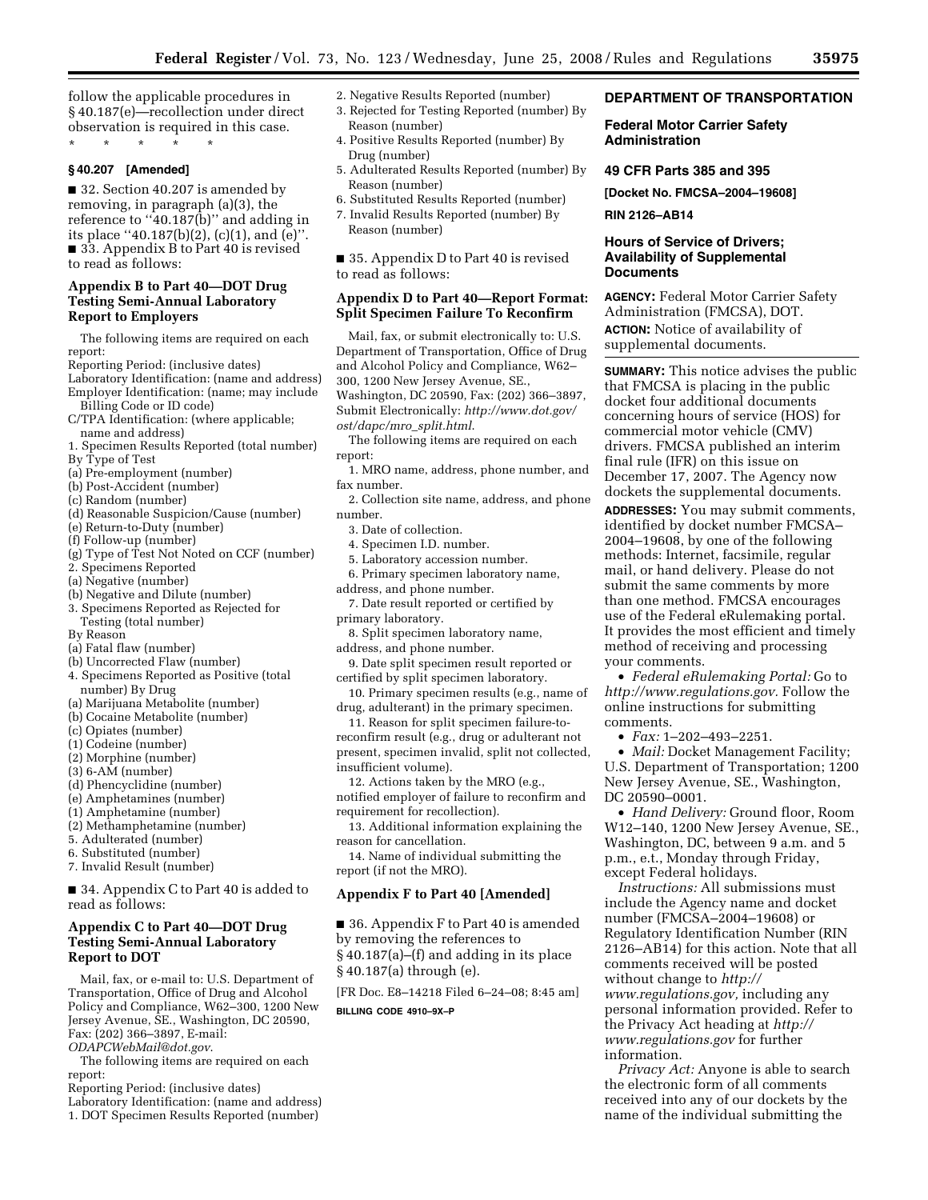follow the applicable procedures in § 40.187(e)—recollection under direct observation is required in this case.

\* \* \* \* \*

**§ 40.207 [Amended]**

■ 32. Section 40.207 is amended by removing, in paragraph (a)(3), the reference to ''40.187(b)'' and adding in its place ''40.187(b)(2), (c)(1), and (e)''.

■ 33. Appendix B to Part 40 is revised to read as follows:

### Appendix B to Part 40—DOT Drug Testing Semi-Annual Laboratory Report to Employers

The following items are required on each report:

Reporting Period: (inclusive dates)
Laboratory Identification: (name and address)
Employer Identification: (name; may include Billing Code or ID code)
C/TPA Identification: (where applicable; name and address)

1. Specimen Results Reported (total number)
By Type of Test
(a) Pre-employment (number)
(b) Post-Accident (number)
(c) Random (number)
(d) Reasonable Suspicion/Cause (number)
(e) Return-to-Duty (number)
(f) Follow-up (number)
(g) Type of Test Not Noted on CCF (number)
2. Specimens Reported
(a) Negative (number)
(b) Negative and Dilute (number)
3. Specimens Reported as Rejected for Testing (total number)
By Reason
(a) Fatal flaw (number)
(b) Uncorrected Flaw (number)
4. Specimens Reported as Positive (total number) By Drug
(a) Marijuana Metabolite (number)
(b) Cocaine Metabolite (number)
(c) Opiates (number)
(1) Codeine (number)
(2) Morphine (number)
(3) 6-AM (number)
(d) Phencyclidine (number)
(e) Amphetamines (number)
(1) Amphetamine (number)
(2) Methamphetamine (number)
5. Adulterated (number)
6. Substituted (number)
7. Invalid Result (number)

■ 34. Appendix C to Part 40 is added to read as follows:

### Appendix C to Part 40—DOT Drug Testing Semi-Annual Laboratory Report to DOT

Mail, fax, or e-mail to: U.S. Department of Transportation, Office of Drug and Alcohol Policy and Compliance, W62–300, 1200 New Jersey Avenue, SE., Washington, DC 20590, Fax: (202) 366–3897, E-mail: *ODAPCWebMail@dot.gov*.

The following items are required on each report:

Reporting Period: (inclusive dates)
Laboratory Identification: (name and address)

1. DOT Specimen Results Reported (number)
2. Negative Results Reported (number)
3. Rejected for Testing Reported (number) By Reason (number)
4. Positive Results Reported (number) By Drug (number)
5. Adulterated Results Reported (number) By Reason (number)
6. Substituted Results Reported (number)
7. Invalid Results Reported (number) By Reason (number)

■ 35. Appendix D to Part 40 is revised to read as follows:

### Appendix D to Part 40—Report Format: Split Specimen Failure To Reconfirm

Mail, fax, or submit electronically to: U.S. Department of Transportation, Office of Drug and Alcohol Policy and Compliance, W62–300, 1200 New Jersey Avenue, SE., Washington, DC 20590, Fax: (202) 366–3897, Submit Electronically: *http://www.dot.gov/ost/dapc/mro_split.html*.

The following items are required on each report:

1. MRO name, address, phone number, and fax number.
2. Collection site name, address, and phone number.
3. Date of collection.
4. Specimen I.D. number.
5. Laboratory accession number.
6. Primary specimen laboratory name, address, and phone number.
7. Date result reported or certified by primary laboratory.
8. Split specimen laboratory name, address, and phone number.
9. Date split specimen result reported or certified by split specimen laboratory.
10. Primary specimen results (e.g., name of drug, adulterant) in the primary specimen.
11. Reason for split specimen failure-to-reconfirm result (e.g., drug or adulterant not present, specimen invalid, split not collected, insufficient volume).
12. Actions taken by the MRO (e.g., notified employer of failure to reconfirm and requirement for recollection).
13. Additional information explaining the reason for cancellation.
14. Name of individual submitting the report (if not the MRO).

### Appendix F to Part 40 [Amended]

■ 36. Appendix F to Part 40 is amended by removing the references to § 40.187(a)–(f) and adding in its place § 40.187(a) through (e).

[FR Doc. E8–14218 Filed 6–24–08; 8:45 am]

**BILLING CODE 4910–9X–P**

## DEPARTMENT OF TRANSPORTATION

## Federal Motor Carrier Safety Administration

## 49 CFR Parts 385 and 395

**[Docket No. FMCSA–2004–19608]**

**RIN 2126–AB14**

## Hours of Service of Drivers; Availability of Supplemental Documents

**AGENCY:** Federal Motor Carrier Safety Administration (FMCSA), DOT.

**ACTION:** Notice of availability of supplemental documents.

**SUMMARY:** This notice advises the public that FMCSA is placing in the public docket four additional documents concerning hours of service (HOS) for commercial motor vehicle (CMV) drivers. FMCSA published an interim final rule (IFR) on this issue on December 17, 2007. The Agency now dockets the supplemental documents.

**ADDRESSES:** You may submit comments, identified by docket number FMCSA–2004–19608, by one of the following methods: Internet, facsimile, regular mail, or hand delivery. Please do not submit the same comments by more than one method. FMCSA encourages use of the Federal eRulemaking portal. It provides the most efficient and timely method of receiving and processing your comments.

- *Federal eRulemaking Portal:* Go to *http://www.regulations.gov*. Follow the online instructions for submitting comments.
- *Fax:* 1–202–493–2251.
- *Mail:* Docket Management Facility; U.S. Department of Transportation; 1200 New Jersey Avenue, SE., Washington, DC 20590–0001.
- *Hand Delivery:* Ground floor, Room W12–140, 1200 New Jersey Avenue, SE., Washington, DC, between 9 a.m. and 5 p.m., e.t., Monday through Friday, except Federal holidays.

*Instructions:* All submissions must include the Agency name and docket number (FMCSA–2004–19608) or Regulatory Identification Number (RIN 2126–AB14) for this action. Note that all comments received will be posted without change to *http://www.regulations.gov,* including any personal information provided. Refer to the Privacy Act heading at *http://www.regulations.gov* for further information.

*Privacy Act:* Anyone is able to search the electronic form of all comments received into any of our dockets by the name of the individual submitting the